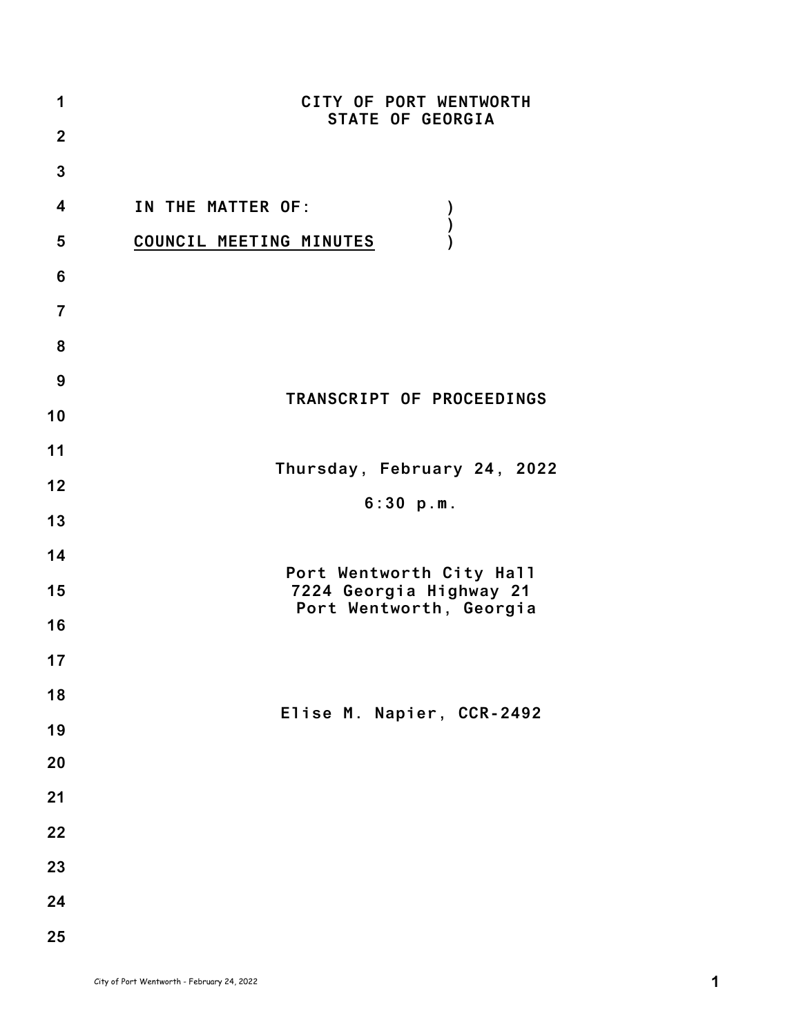CITY OF PORT WENTWORTH
STATE OF GEORGIA

IN THE MATTER OF: )
)
**COUNCIL MEETING MINUTES** )

# TRANSCRIPT OF PROCEEDINGS

Thursday, February 24, 2022

6:30 p.m.

Port Wentworth City Hall
7224 Georgia Highway 21
Port Wentworth, Georgia

Elise M. Napier, CCR-2492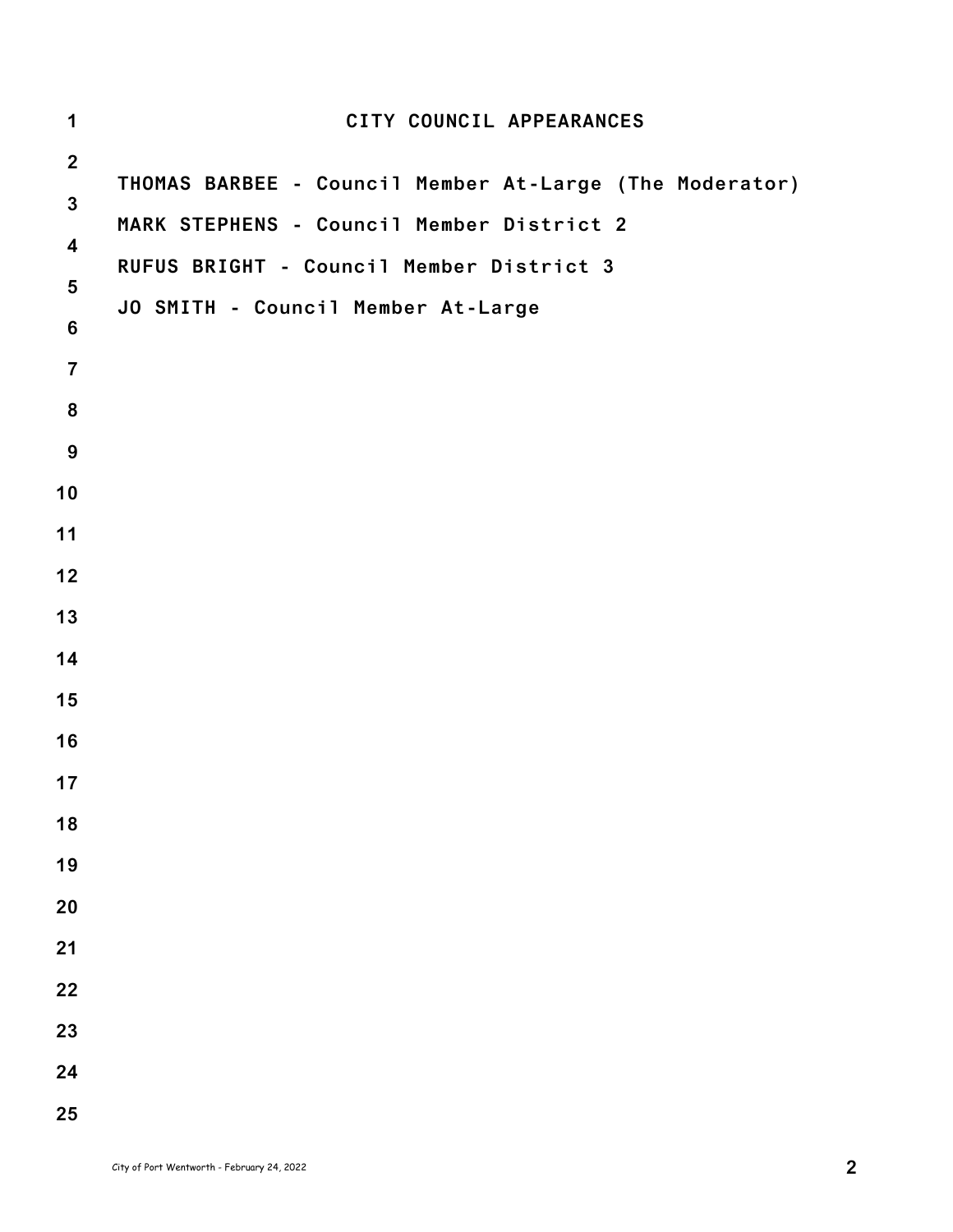# CITY COUNCIL APPEARANCES

THOMAS BARBEE - Council Member At-Large (The Moderator)

MARK STEPHENS - Council Member District 2

RUFUS BRIGHT - Council Member District 3

JO SMITH - Council Member At-Large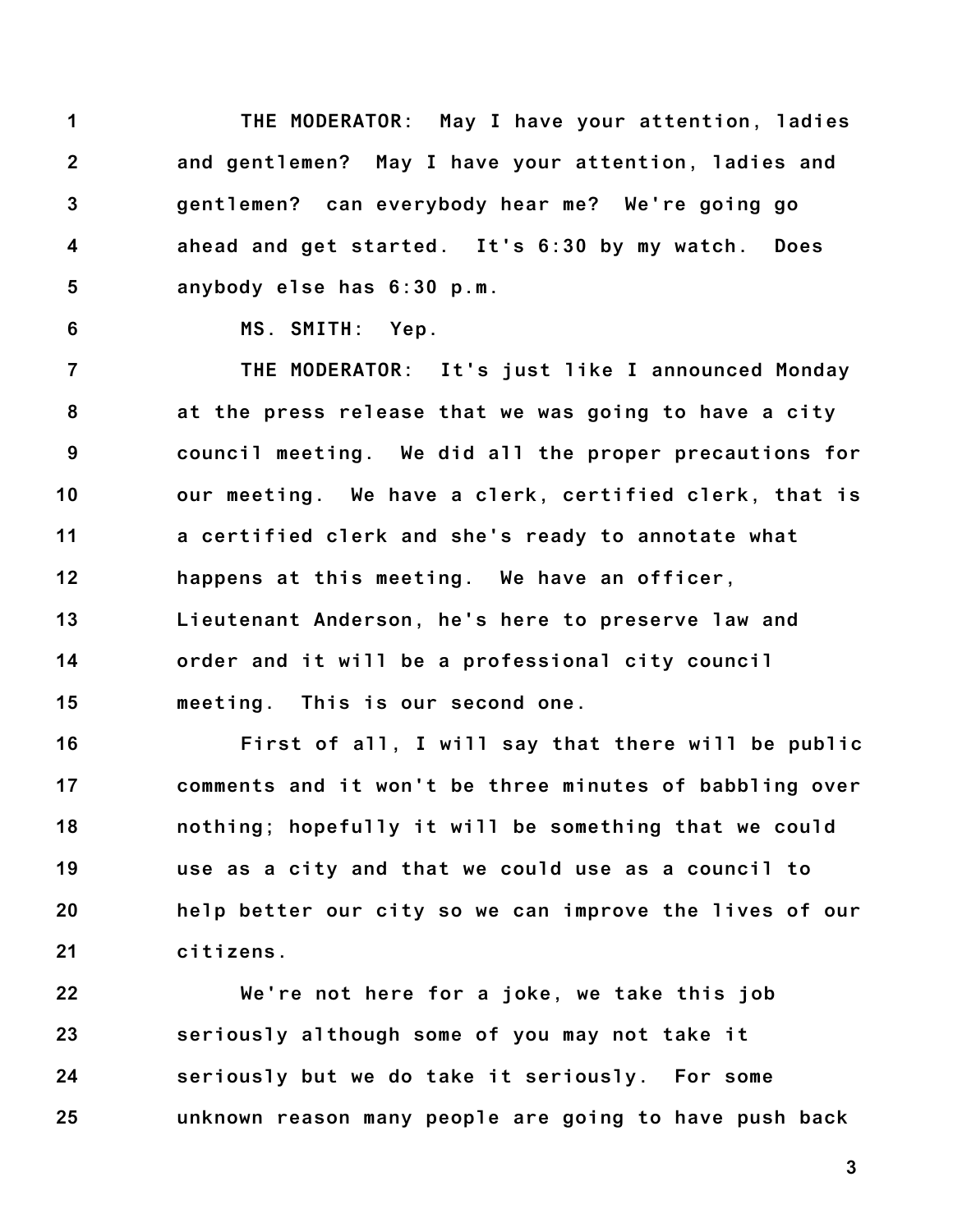THE MODERATOR: May I have your attention, ladies and gentlemen? May I have your attention, ladies and gentlemen? can everybody hear me? We're going go ahead and get started. It's 6:30 by my watch. Does anybody else has 6:30 p.m.

MS. SMITH: Yep.

THE MODERATOR: It's just like I announced Monday at the press release that we was going to have a city council meeting. We did all the proper precautions for our meeting. We have a clerk, certified clerk, that is a certified clerk and she's ready to annotate what happens at this meeting. We have an officer, Lieutenant Anderson, he's here to preserve law and order and it will be a professional city council meeting. This is our second one.

First of all, I will say that there will be public comments and it won't be three minutes of babbling over nothing; hopefully it will be something that we could use as a city and that we could use as a council to help better our city so we can improve the lives of our citizens.

We're not here for a joke, we take this job seriously although some of you may not take it seriously but we do take it seriously. For some unknown reason many people are going to have push back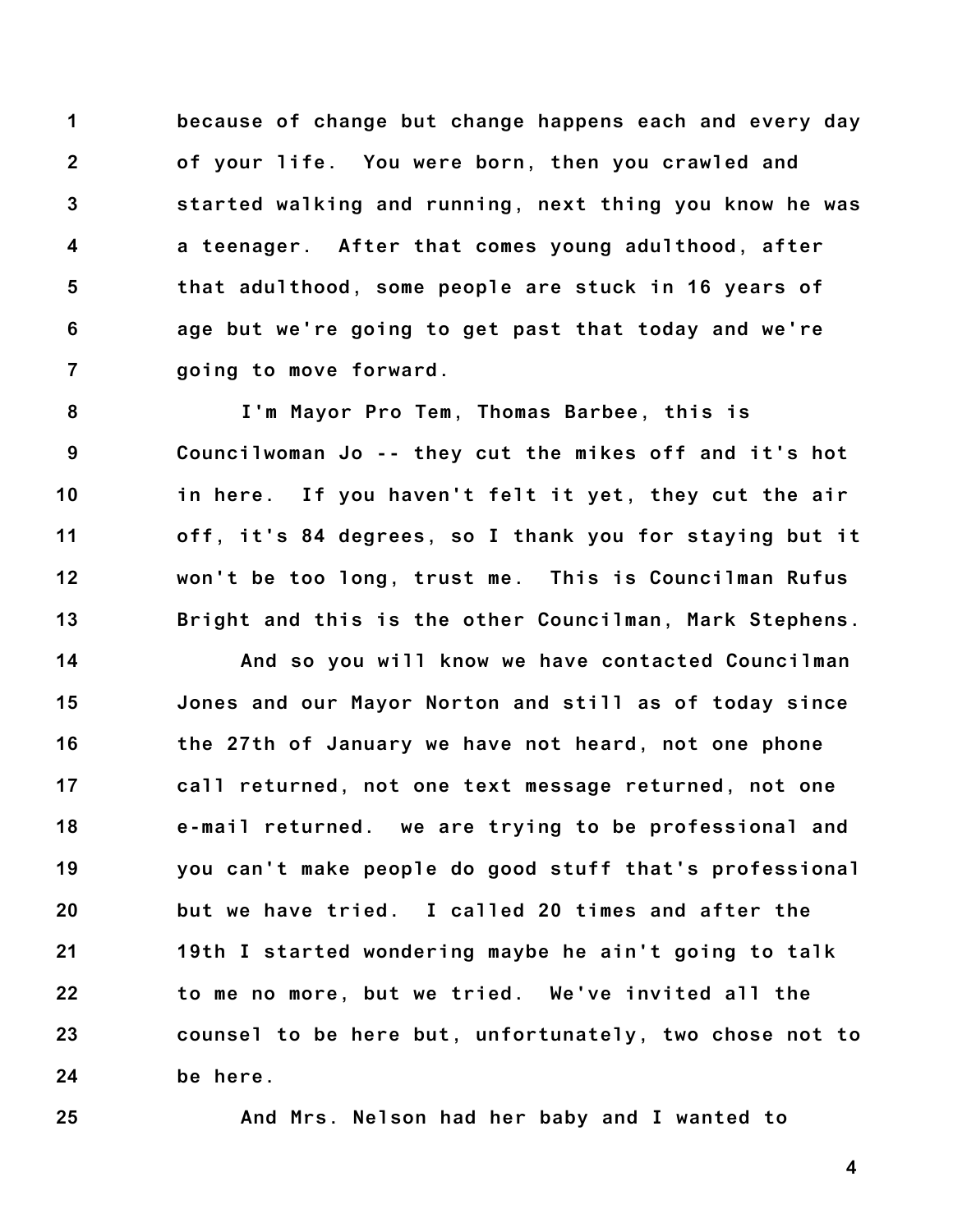because of change but change happens each and every day of your life. You were born, then you crawled and started walking and running, next thing you know he was a teenager. After that comes young adulthood, after that adulthood, some people are stuck in 16 years of age but we're going to get past that today and we're going to move forward.

I'm Mayor Pro Tem, Thomas Barbee, this is Councilwoman Jo -- they cut the mikes off and it's hot in here. If you haven't felt it yet, they cut the air off, it's 84 degrees, so I thank you for staying but it won't be too long, trust me. This is Councilman Rufus Bright and this is the other Councilman, Mark Stephens.

And so you will know we have contacted Councilman Jones and our Mayor Norton and still as of today since the 27th of January we have not heard, not one phone call returned, not one text message returned, not one e-mail returned. we are trying to be professional and you can't make people do good stuff that's professional but we have tried. I called 20 times and after the 19th I started wondering maybe he ain't going to talk to me no more, but we tried. We've invited all the counsel to be here but, unfortunately, two chose not to be here.

And Mrs. Nelson had her baby and I wanted to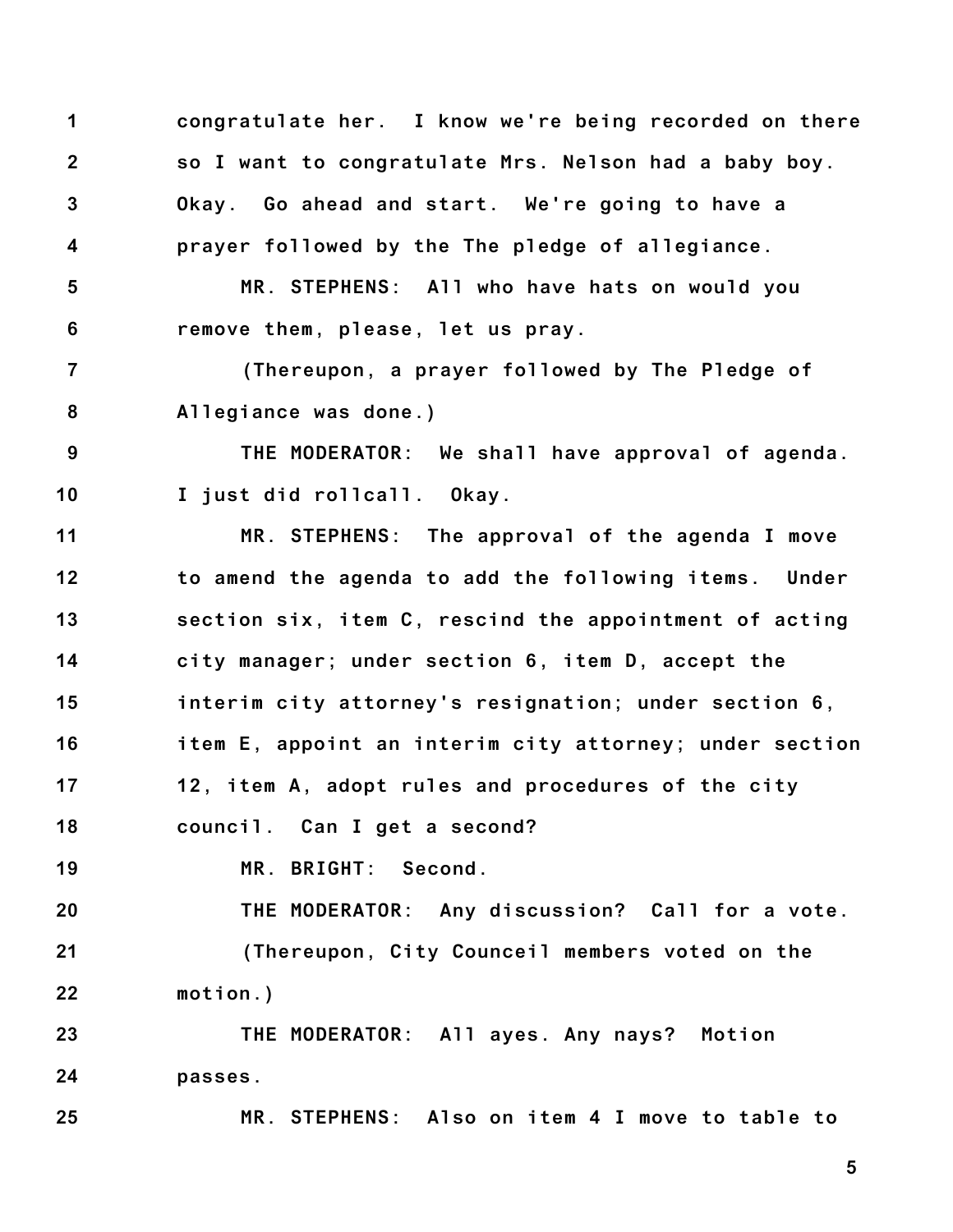congratulate her. I know we're being recorded on there so I want to congratulate Mrs. Nelson had a baby boy. Okay. Go ahead and start. We're going to have a prayer followed by the The pledge of allegiance.

MR. STEPHENS: All who have hats on would you remove them, please, let us pray.

(Thereupon, a prayer followed by The Pledge of Allegiance was done.)

THE MODERATOR: We shall have approval of agenda. I just did rollcall. Okay.

MR. STEPHENS: The approval of the agenda I move to amend the agenda to add the following items. Under section six, item C, rescind the appointment of acting city manager; under section 6, item D, accept the interim city attorney's resignation; under section 6, item E, appoint an interim city attorney; under section 12, item A, adopt rules and procedures of the city council. Can I get a second?

MR. BRIGHT: Second.

THE MODERATOR: Any discussion? Call for a vote.

(Thereupon, City Counceil members voted on the motion.)

THE MODERATOR: All ayes. Any nays? Motion passes.

MR. STEPHENS: Also on item 4 I move to table to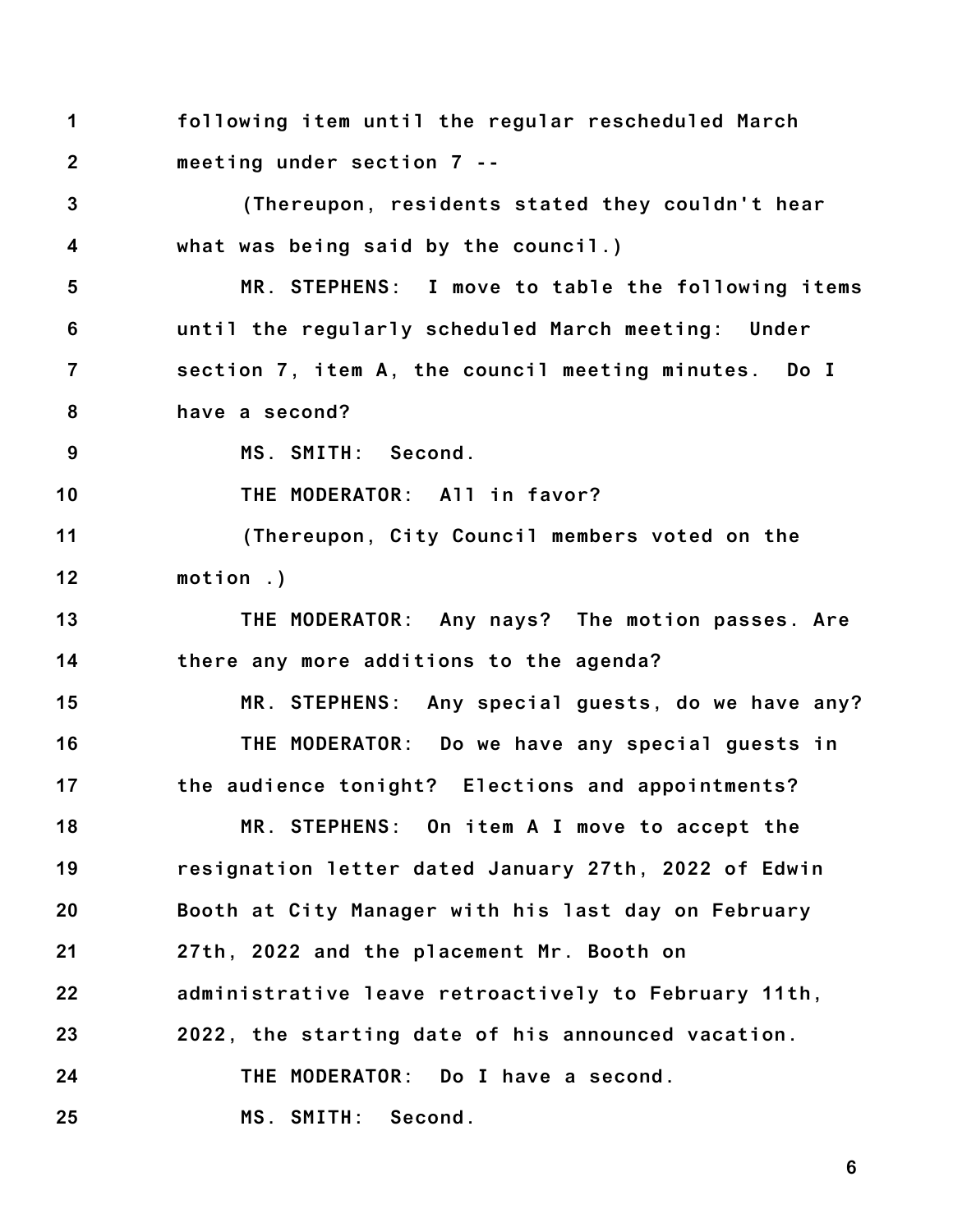following item until the regular rescheduled March meeting under section 7 --

(Thereupon, residents stated they couldn't hear what was being said by the council.)

MR. STEPHENS: I move to table the following items until the regularly scheduled March meeting: Under section 7, item A, the council meeting minutes. Do I have a second?

MS. SMITH: Second.

THE MODERATOR: All in favor?

(Thereupon, City Council members voted on the motion .)

THE MODERATOR: Any nays? The motion passes. Are there any more additions to the agenda?

MR. STEPHENS: Any special guests, do we have any?

THE MODERATOR: Do we have any special guests in the audience tonight? Elections and appointments?

MR. STEPHENS: On item A I move to accept the resignation letter dated January 27th, 2022 of Edwin Booth at City Manager with his last day on February 27th, 2022 and the placement Mr. Booth on administrative leave retroactively to February 11th, 2022, the starting date of his announced vacation.

THE MODERATOR: Do I have a second.

MS. SMITH: Second.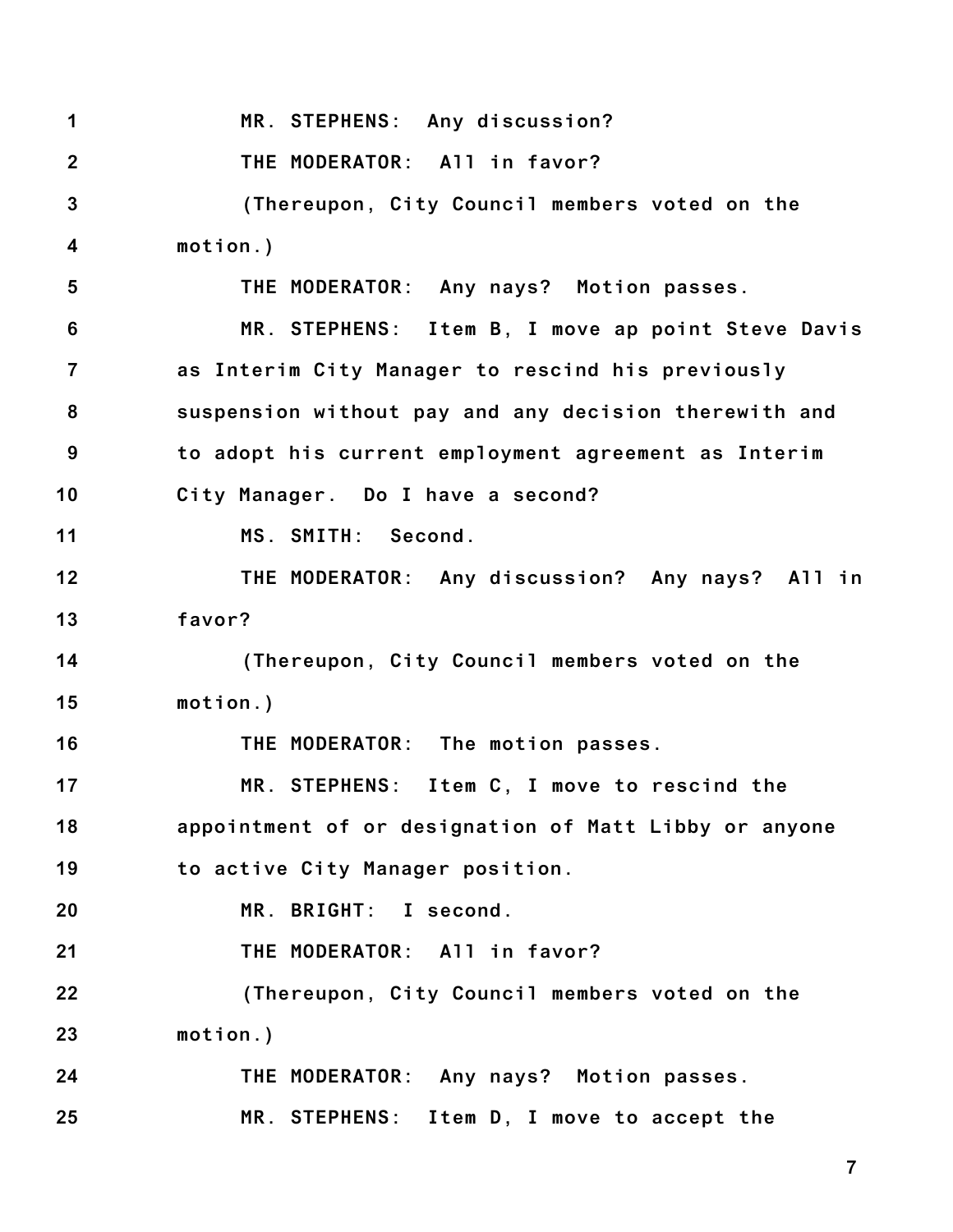MR. STEPHENS: Any discussion?

THE MODERATOR: All in favor?

(Thereupon, City Council members voted on the motion.)

THE MODERATOR: Any nays? Motion passes.

MR. STEPHENS: Item B, I move ap point Steve Davis as Interim City Manager to rescind his previously suspension without pay and any decision therewith and to adopt his current employment agreement as Interim City Manager. Do I have a second?

MS. SMITH: Second.

THE MODERATOR: Any discussion? Any nays? All in favor?

(Thereupon, City Council members voted on the motion.)

THE MODERATOR: The motion passes.

MR. STEPHENS: Item C, I move to rescind the appointment of or designation of Matt Libby or anyone to active City Manager position.

MR. BRIGHT: I second.

THE MODERATOR: All in favor?

(Thereupon, City Council members voted on the motion.)

THE MODERATOR: Any nays? Motion passes.

MR. STEPHENS: Item D, I move to accept the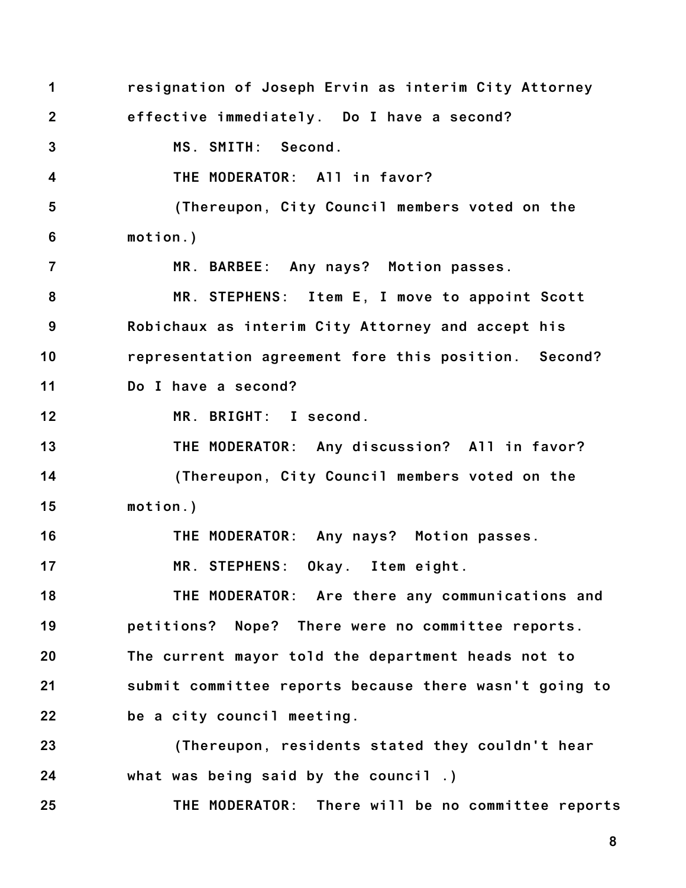resignation of Joseph Ervin as interim City Attorney effective immediately. Do I have a second?

MS. SMITH: Second.

THE MODERATOR: All in favor?

(Thereupon, City Council members voted on the motion.)

MR. BARBEE: Any nays? Motion passes.

MR. STEPHENS: Item E, I move to appoint Scott Robichaux as interim City Attorney and accept his representation agreement fore this position. Second? Do I have a second?

MR. BRIGHT: I second.

THE MODERATOR: Any discussion? All in favor?

(Thereupon, City Council members voted on the motion.)

THE MODERATOR: Any nays? Motion passes.

MR. STEPHENS: Okay. Item eight.

THE MODERATOR: Are there any communications and petitions? Nope? There were no committee reports. The current mayor told the department heads not to submit committee reports because there wasn't going to be a city council meeting.

(Thereupon, residents stated they couldn't hear what was being said by the council .)

THE MODERATOR: There will be no committee reports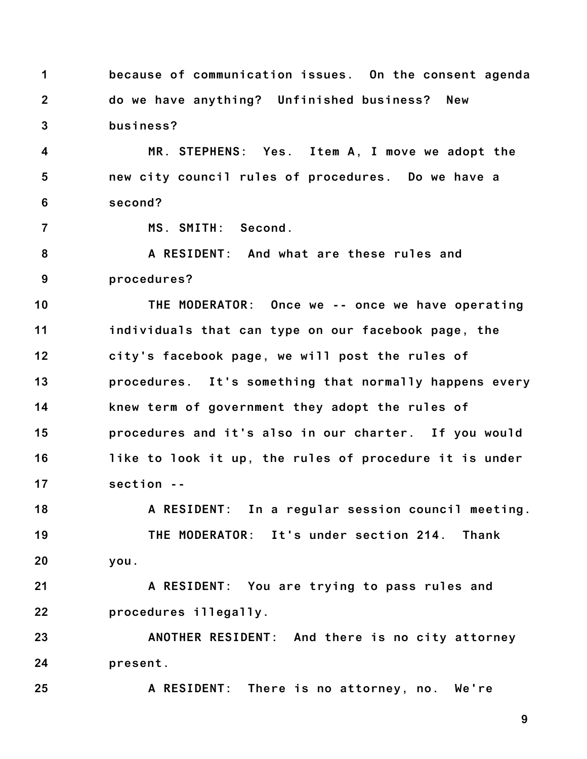because of communication issues. On the consent agenda do we have anything? Unfinished business? New business?

MR. STEPHENS: Yes. Item A, I move we adopt the new city council rules of procedures. Do we have a second?

MS. SMITH: Second.

A RESIDENT: And what are these rules and procedures?

THE MODERATOR: Once we -- once we have operating individuals that can type on our facebook page, the city's facebook page, we will post the rules of procedures. It's something that normally happens every knew term of government they adopt the rules of procedures and it's also in our charter. If you would like to look it up, the rules of procedure it is under section --

A RESIDENT: In a regular session council meeting.

THE MODERATOR: It's under section 214. Thank you.

A RESIDENT: You are trying to pass rules and procedures illegally.

ANOTHER RESIDENT: And there is no city attorney present.

A RESIDENT: There is no attorney, no. We're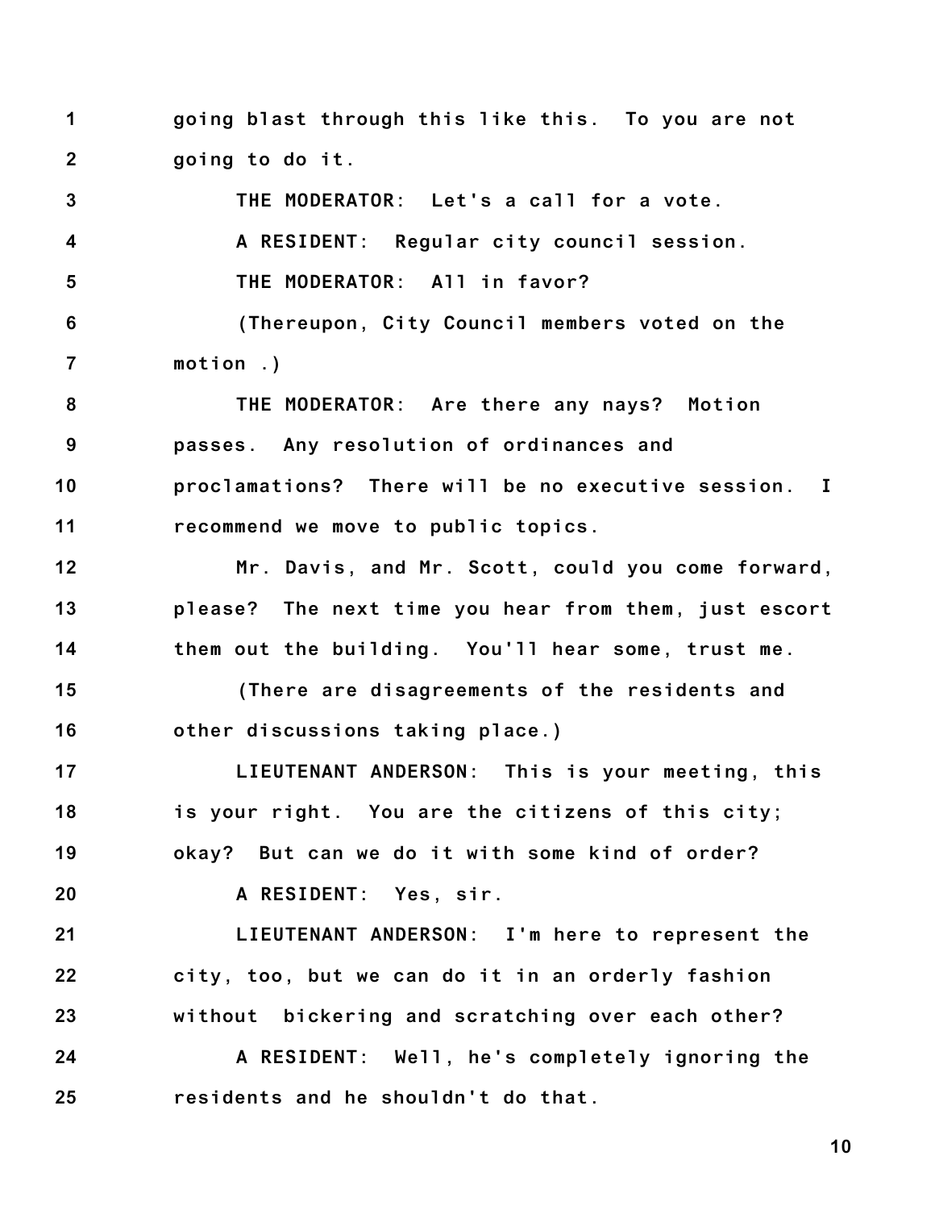going blast through this like this. To you are not going to do it.

THE MODERATOR: Let's a call for a vote.

A RESIDENT: Regular city council session.

THE MODERATOR: All in favor?

(Thereupon, City Council members voted on the motion .)

THE MODERATOR: Are there any nays? Motion passes. Any resolution of ordinances and proclamations? There will be no executive session. I recommend we move to public topics.

Mr. Davis, and Mr. Scott, could you come forward, please? The next time you hear from them, just escort them out the building. You'll hear some, trust me.

(There are disagreements of the residents and other discussions taking place.)

LIEUTENANT ANDERSON: This is your meeting, this is your right. You are the citizens of this city; okay? But can we do it with some kind of order?

A RESIDENT: Yes, sir.

LIEUTENANT ANDERSON: I'm here to represent the city, too, but we can do it in an orderly fashion without bickering and scratching over each other?

A RESIDENT: Well, he's completely ignoring the residents and he shouldn't do that.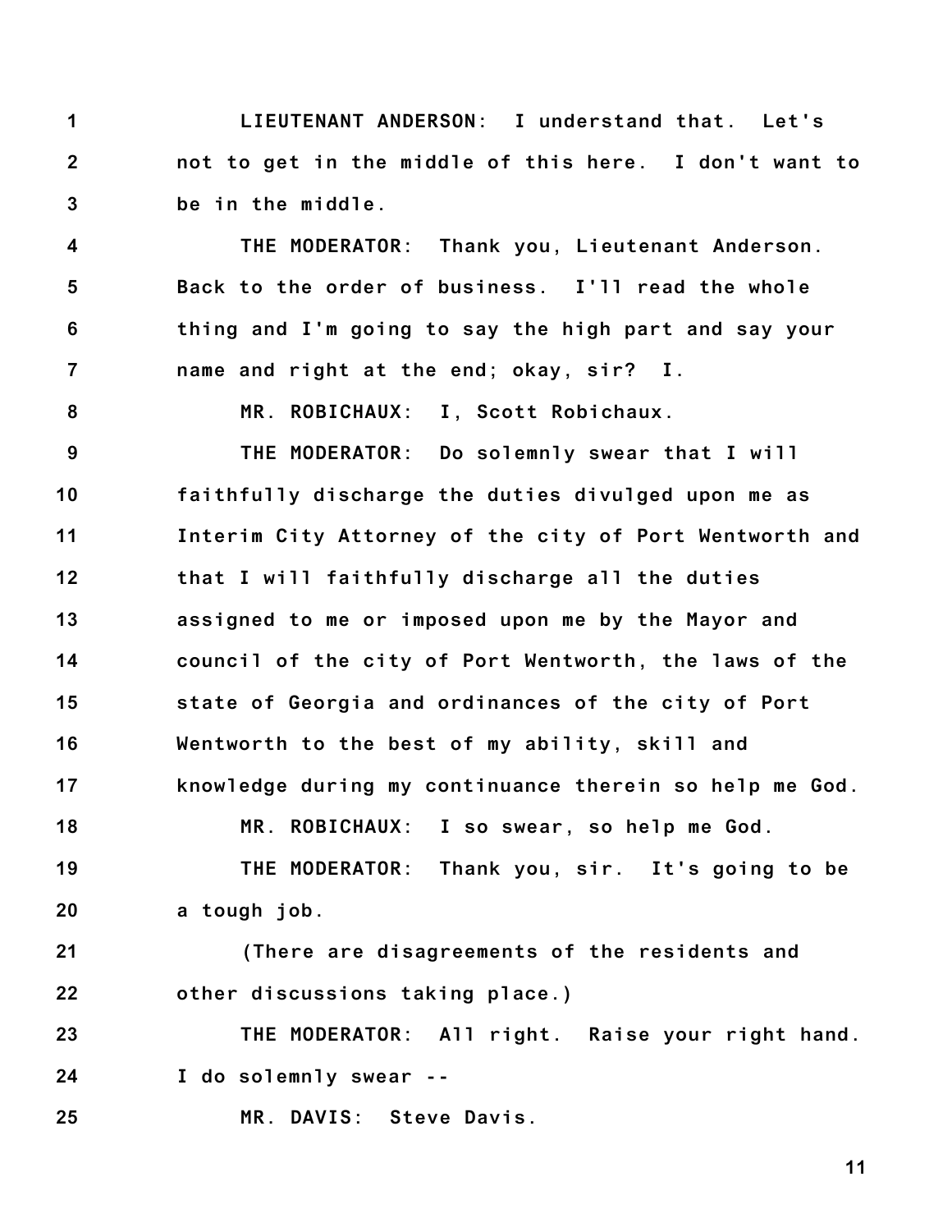LIEUTENANT ANDERSON: I understand that. Let's not to get in the middle of this here. I don't want to be in the middle.

THE MODERATOR: Thank you, Lieutenant Anderson. Back to the order of business. I'll read the whole thing and I'm going to say the high part and say your name and right at the end; okay, sir? I.

MR. ROBICHAUX: I, Scott Robichaux.

THE MODERATOR: Do solemnly swear that I will faithfully discharge the duties divulged upon me as Interim City Attorney of the city of Port Wentworth and that I will faithfully discharge all the duties assigned to me or imposed upon me by the Mayor and council of the city of Port Wentworth, the laws of the state of Georgia and ordinances of the city of Port Wentworth to the best of my ability, skill and knowledge during my continuance therein so help me God.

MR. ROBICHAUX: I so swear, so help me God.

THE MODERATOR: Thank you, sir. It's going to be a tough job.

(There are disagreements of the residents and other discussions taking place.)

THE MODERATOR: All right. Raise your right hand. I do solemnly swear --

MR. DAVIS: Steve Davis.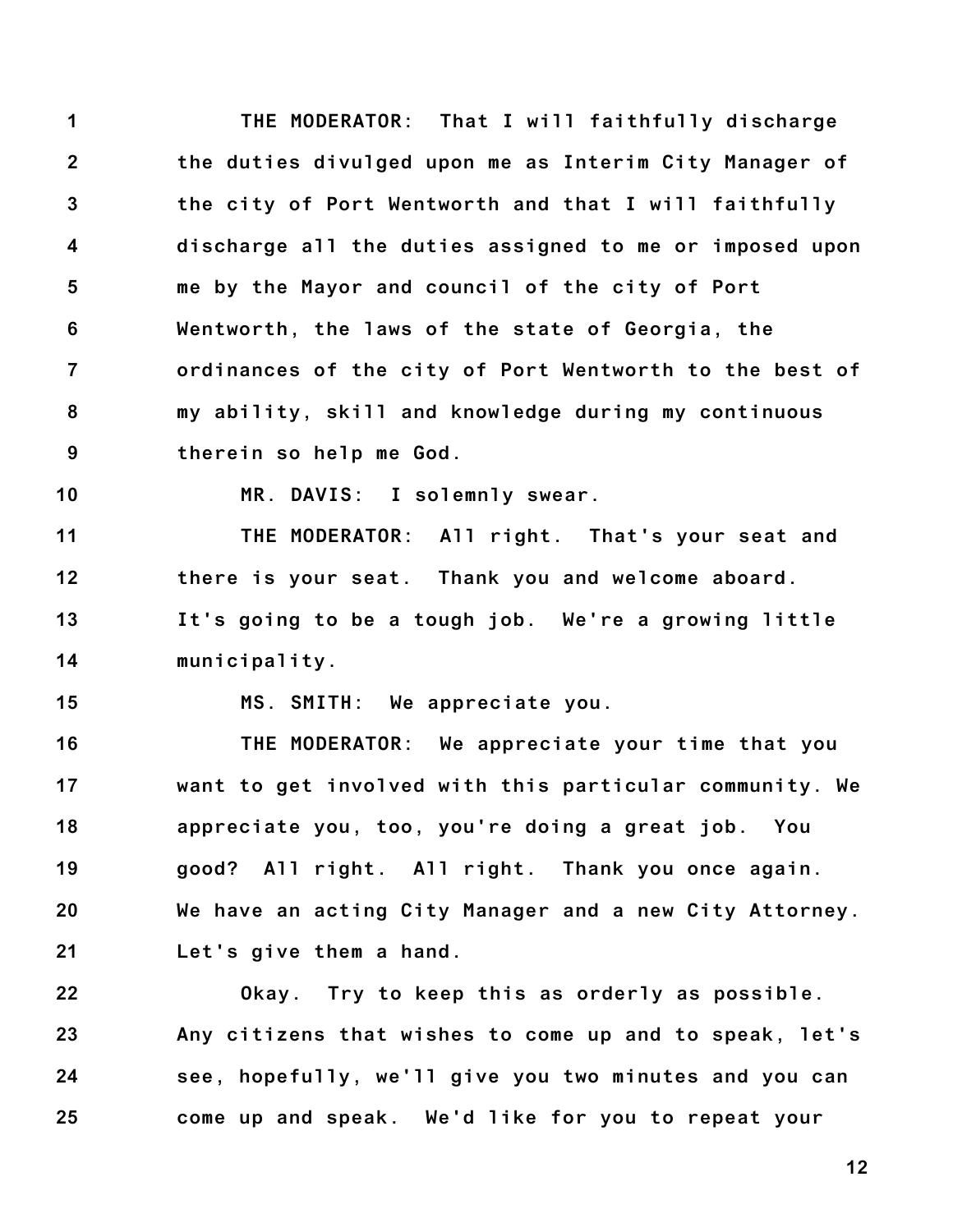THE MODERATOR: That I will faithfully discharge the duties divulged upon me as Interim City Manager of the city of Port Wentworth and that I will faithfully discharge all the duties assigned to me or imposed upon me by the Mayor and council of the city of Port Wentworth, the laws of the state of Georgia, the ordinances of the city of Port Wentworth to the best of my ability, skill and knowledge during my continuous therein so help me God.

MR. DAVIS: I solemnly swear.

THE MODERATOR: All right. That's your seat and there is your seat. Thank you and welcome aboard. It's going to be a tough job. We're a growing little municipality.

MS. SMITH: We appreciate you.

THE MODERATOR: We appreciate your time that you want to get involved with this particular community. We appreciate you, too, you're doing a great job. You good? All right. All right. Thank you once again. We have an acting City Manager and a new City Attorney. Let's give them a hand.

Okay. Try to keep this as orderly as possible. Any citizens that wishes to come up and to speak, let's see, hopefully, we'll give you two minutes and you can come up and speak. We'd like for you to repeat your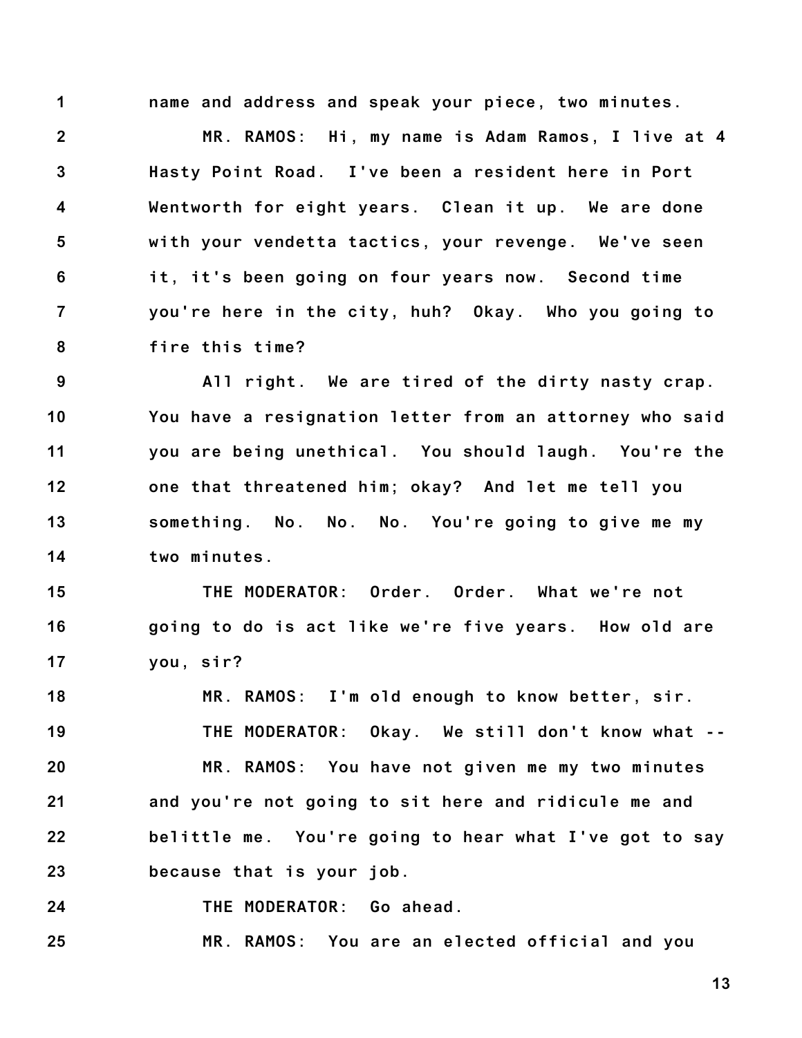name and address and speak your piece, two minutes.

MR. RAMOS: Hi, my name is Adam Ramos, I live at 4 Hasty Point Road. I've been a resident here in Port Wentworth for eight years. Clean it up. We are done with your vendetta tactics, your revenge. We've seen it, it's been going on four years now. Second time you're here in the city, huh? Okay. Who you going to fire this time?

All right. We are tired of the dirty nasty crap. You have a resignation letter from an attorney who said you are being unethical. You should laugh. You're the one that threatened him; okay? And let me tell you something. No. No. No. You're going to give me my two minutes.

THE MODERATOR: Order. Order. What we're not going to do is act like we're five years. How old are you, sir?

MR. RAMOS: I'm old enough to know better, sir.

THE MODERATOR: Okay. We still don't know what --

MR. RAMOS: You have not given me my two minutes and you're not going to sit here and ridicule me and belittle me. You're going to hear what I've got to say because that is your job.

THE MODERATOR: Go ahead.

MR. RAMOS: You are an elected official and you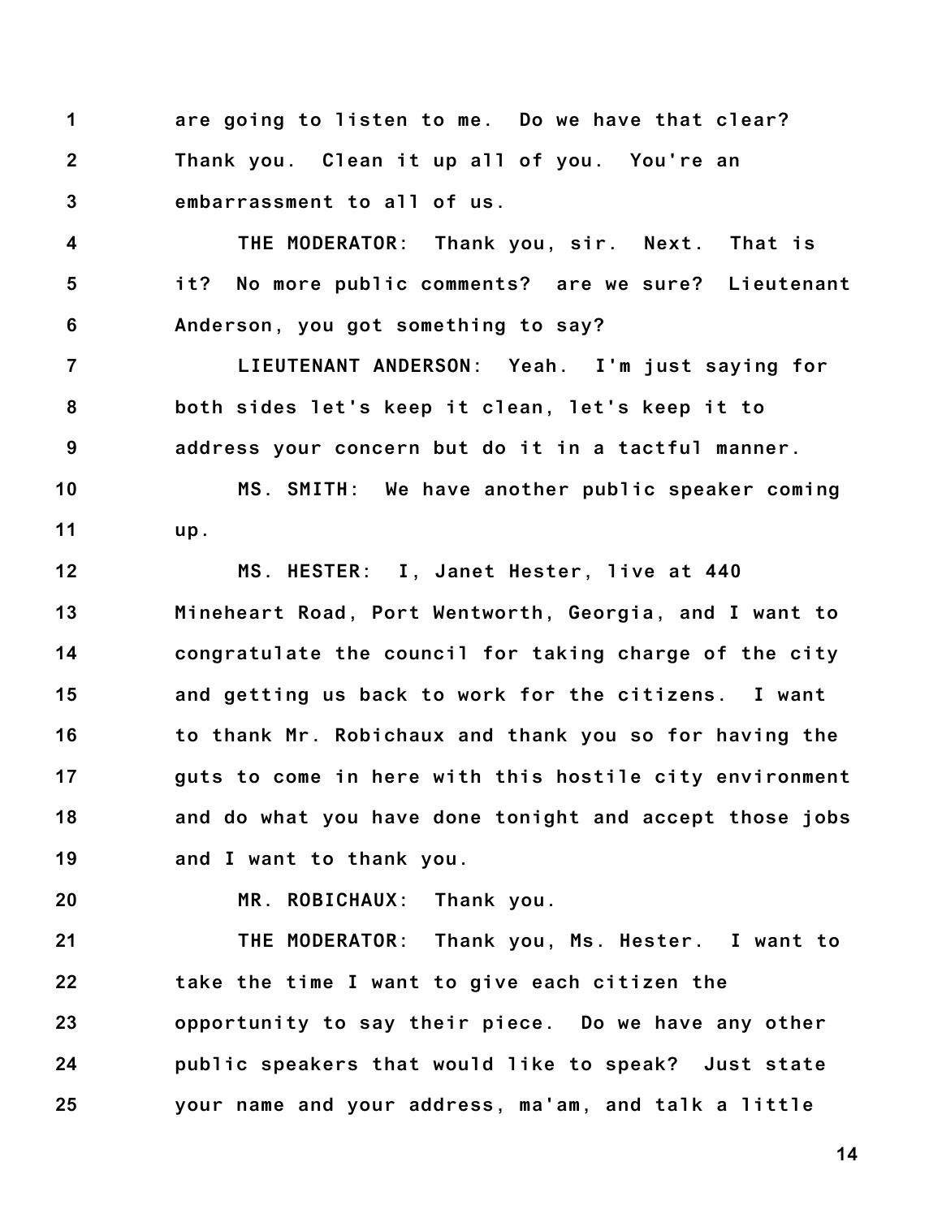are going to listen to me. Do we have that clear? Thank you. Clean it up all of you. You're an embarrassment to all of us.

THE MODERATOR: Thank you, sir. Next. That is it? No more public comments? are we sure? Lieutenant Anderson, you got something to say?

LIEUTENANT ANDERSON: Yeah. I'm just saying for both sides let's keep it clean, let's keep it to address your concern but do it in a tactful manner.

MS. SMITH: We have another public speaker coming up.

MS. HESTER: I, Janet Hester, live at 440 Mineheart Road, Port Wentworth, Georgia, and I want to congratulate the council for taking charge of the city and getting us back to work for the citizens. I want to thank Mr. Robichaux and thank you so for having the guts to come in here with this hostile city environment and do what you have done tonight and accept those jobs and I want to thank you.

MR. ROBICHAUX: Thank you.

THE MODERATOR: Thank you, Ms. Hester. I want to take the time I want to give each citizen the opportunity to say their piece. Do we have any other public speakers that would like to speak? Just state your name and your address, ma'am, and talk a little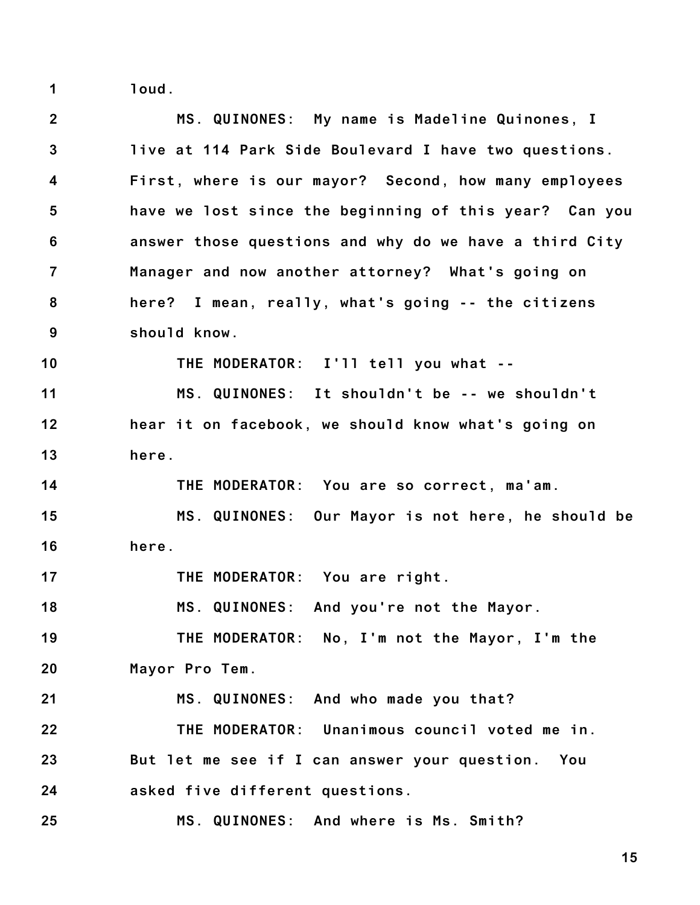loud.

MS. QUINONES: My name is Madeline Quinones, I live at 114 Park Side Boulevard I have two questions. First, where is our mayor? Second, how many employees have we lost since the beginning of this year? Can you answer those questions and why do we have a third City Manager and now another attorney? What's going on here? I mean, really, what's going -- the citizens should know.

THE MODERATOR: I'll tell you what --

MS. QUINONES: It shouldn't be -- we shouldn't hear it on facebook, we should know what's going on here.

THE MODERATOR: You are so correct, ma'am.

MS. QUINONES: Our Mayor is not here, he should be here.

THE MODERATOR: You are right.

MS. QUINONES: And you're not the Mayor.

THE MODERATOR: No, I'm not the Mayor, I'm the Mayor Pro Tem.

MS. QUINONES: And who made you that?

THE MODERATOR: Unanimous council voted me in. But let me see if I can answer your question. You asked five different questions.

MS. QUINONES: And where is Ms. Smith?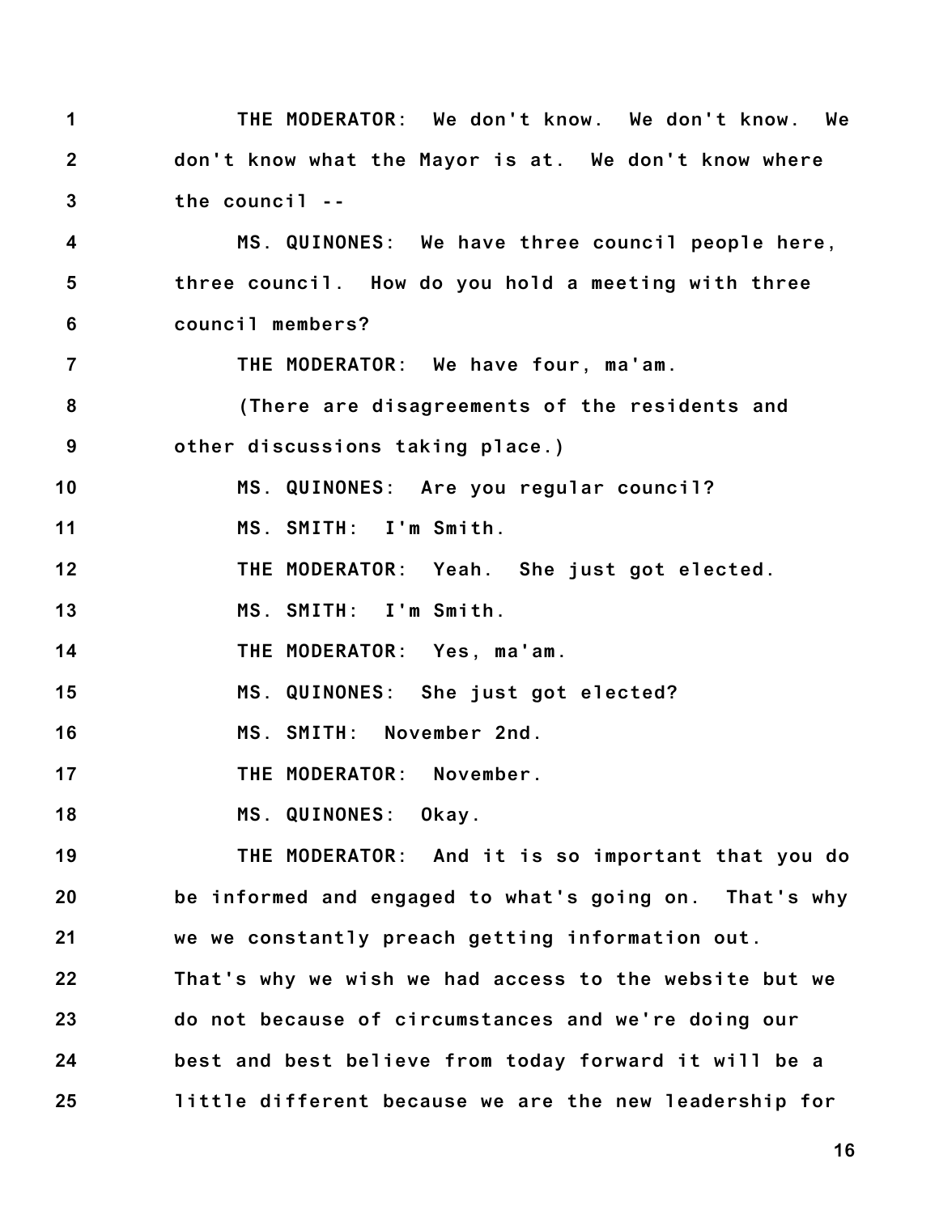THE MODERATOR: We don't know. We don't know. We don't know what the Mayor is at. We don't know where the council --

MS. QUINONES: We have three council people here, three council. How do you hold a meeting with three council members?

THE MODERATOR: We have four, ma'am.

(There are disagreements of the residents and other discussions taking place.)

MS. QUINONES: Are you regular council?

MS. SMITH: I'm Smith.

THE MODERATOR: Yeah. She just got elected.

MS. SMITH: I'm Smith.

THE MODERATOR: Yes, ma'am.

MS. QUINONES: She just got elected?

MS. SMITH: November 2nd.

THE MODERATOR: November.

MS. QUINONES: Okay.

THE MODERATOR: And it is so important that you do be informed and engaged to what's going on. That's why we we constantly preach getting information out. That's why we wish we had access to the website but we do not because of circumstances and we're doing our best and best believe from today forward it will be a little different because we are the new leadership for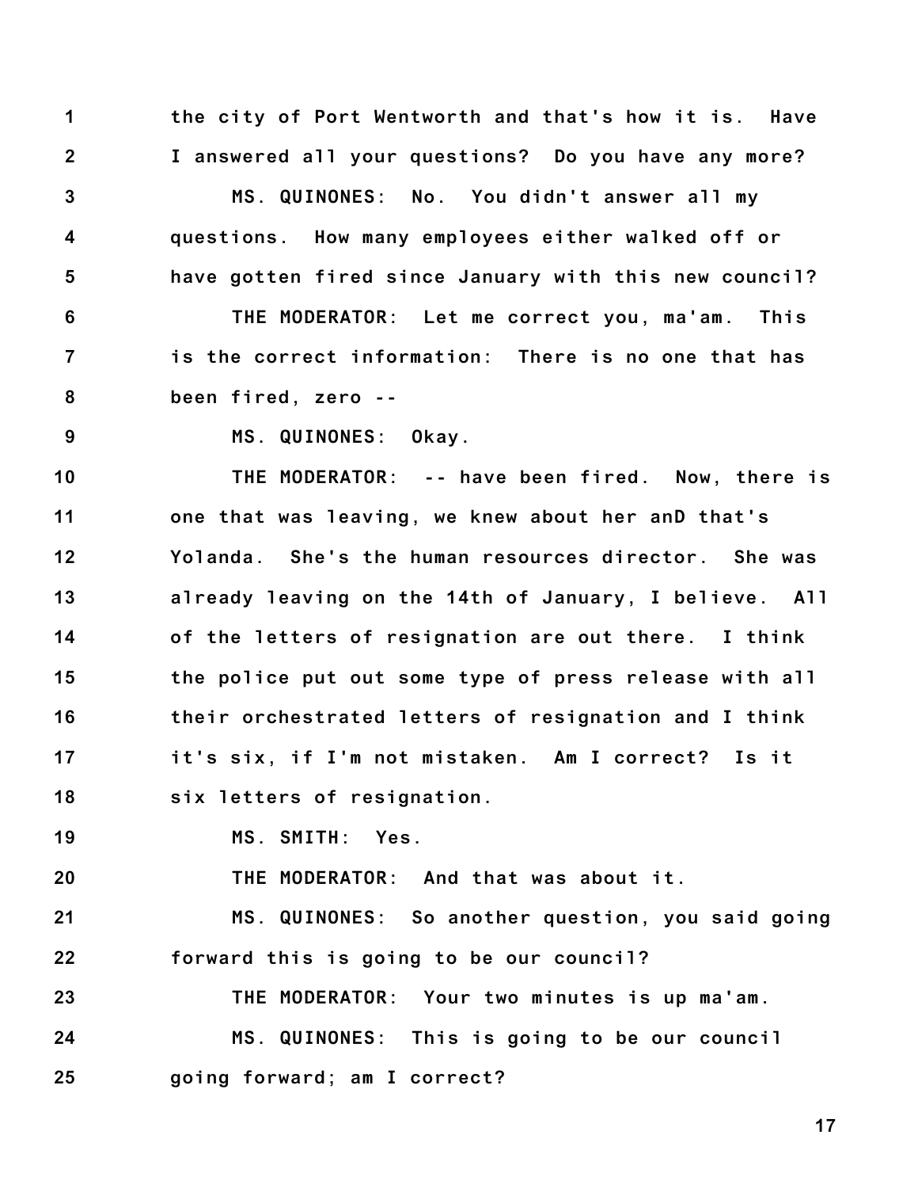1 the city of Port Wentworth and that's how it is. Have
2 I answered all your questions? Do you have any more?
3 MS. QUINONES: No. You didn't answer all my
4 questions. How many employees either walked off or
5 have gotten fired since January with this new council?
6 THE MODERATOR: Let me correct you, ma'am. This
7 is the correct information: There is no one that has
8 been fired, zero --
9 MS. QUINONES: Okay.
10 THE MODERATOR: -- have been fired. Now, there is
11 one that was leaving, we knew about her anD that's
12 Yolanda. She's the human resources director. She was
13 already leaving on the 14th of January, I believe. All
14 of the letters of resignation are out there. I think
15 the police put out some type of press release with all
16 their orchestrated letters of resignation and I think
17 it's six, if I'm not mistaken. Am I correct? Is it
18 six letters of resignation.
19 MS. SMITH: Yes.
20 THE MODERATOR: And that was about it.
21 MS. QUINONES: So another question, you said going
22 forward this is going to be our council?
23 THE MODERATOR: Your two minutes is up ma'am.
24 MS. QUINONES: This is going to be our council
25 going forward; am I correct?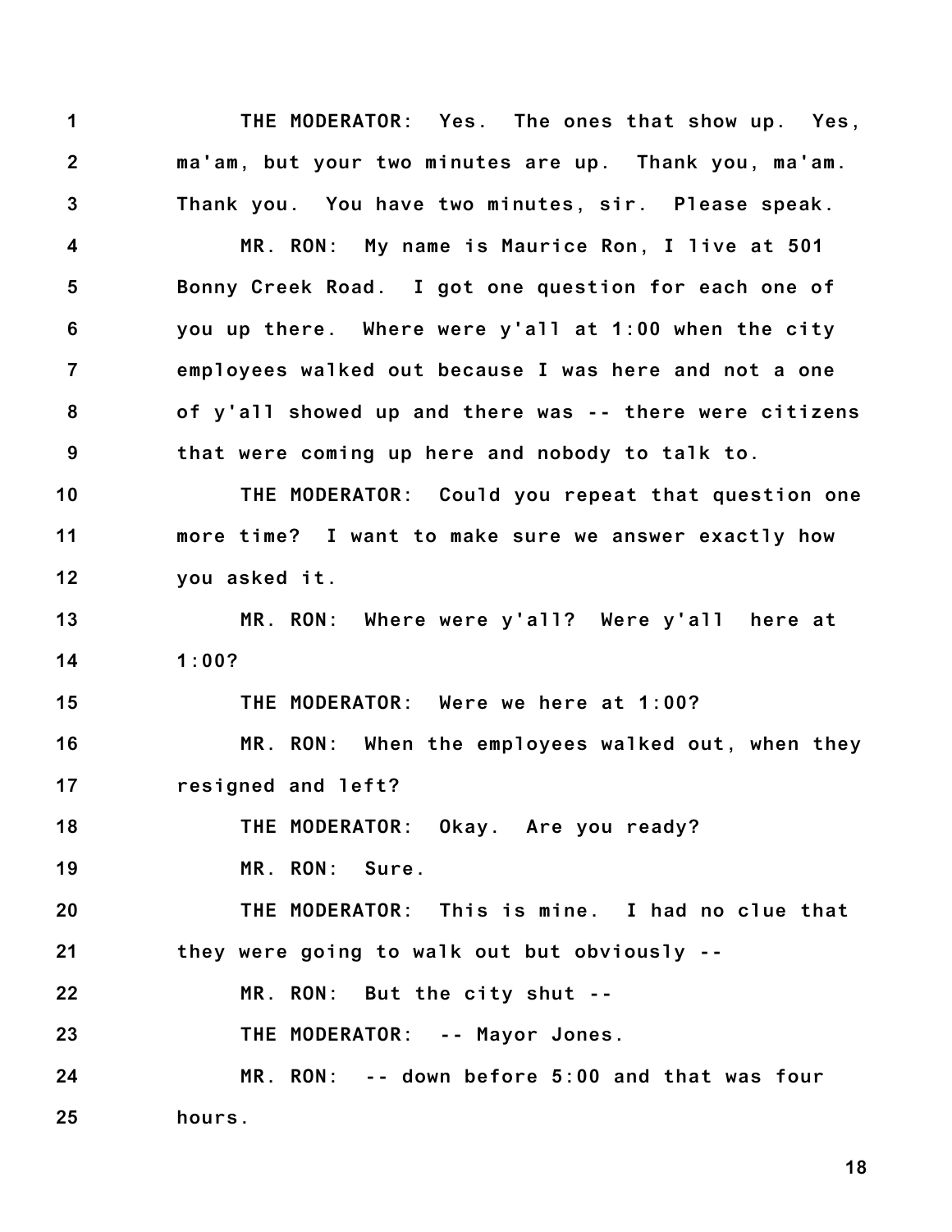THE MODERATOR: Yes. The ones that show up. Yes, ma'am, but your two minutes are up. Thank you, ma'am. Thank you. You have two minutes, sir. Please speak.

MR. RON: My name is Maurice Ron, I live at 501 Bonny Creek Road. I got one question for each one of you up there. Where were y'all at 1:00 when the city employees walked out because I was here and not a one of y'all showed up and there was -- there were citizens that were coming up here and nobody to talk to.

THE MODERATOR: Could you repeat that question one more time? I want to make sure we answer exactly how you asked it.

MR. RON: Where were y'all? Were y'all here at 1:00?

THE MODERATOR: Were we here at 1:00?

MR. RON: When the employees walked out, when they resigned and left?

THE MODERATOR: Okay. Are you ready?

MR. RON: Sure.

THE MODERATOR: This is mine. I had no clue that they were going to walk out but obviously --

MR. RON: But the city shut --

THE MODERATOR: -- Mayor Jones.

MR. RON: -- down before 5:00 and that was four hours.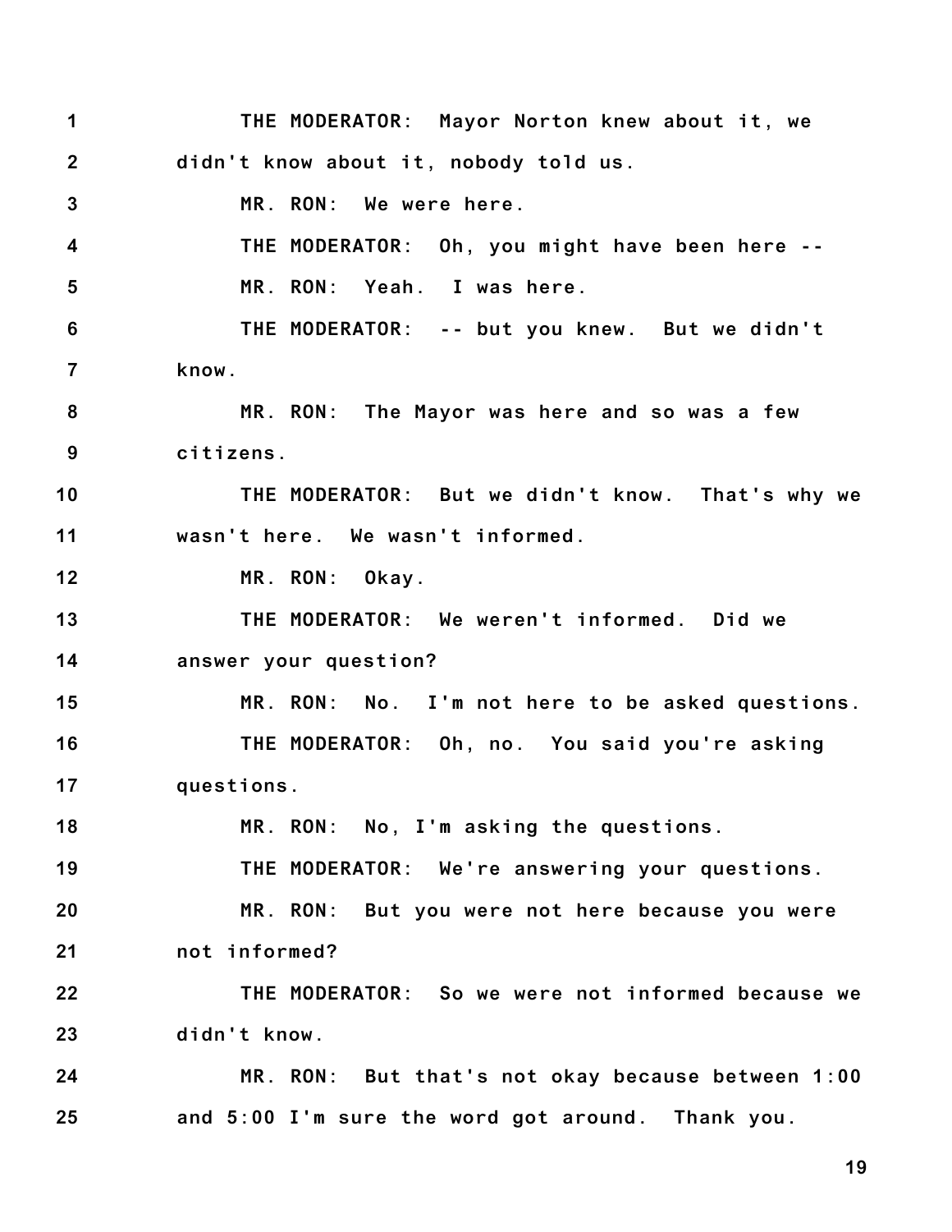THE MODERATOR: Mayor Norton knew about it, we didn't know about it, nobody told us.

MR. RON: We were here.

THE MODERATOR: Oh, you might have been here --

MR. RON: Yeah. I was here.

THE MODERATOR: -- but you knew. But we didn't know.

MR. RON: The Mayor was here and so was a few citizens.

THE MODERATOR: But we didn't know. That's why we wasn't here. We wasn't informed.

MR. RON: Okay.

THE MODERATOR: We weren't informed. Did we answer your question?

MR. RON: No. I'm not here to be asked questions.

THE MODERATOR: Oh, no. You said you're asking questions.

MR. RON: No, I'm asking the questions.

THE MODERATOR: We're answering your questions.

MR. RON: But you were not here because you were not informed?

THE MODERATOR: So we were not informed because we didn't know.

MR. RON: But that's not okay because between 1:00 and 5:00 I'm sure the word got around. Thank you.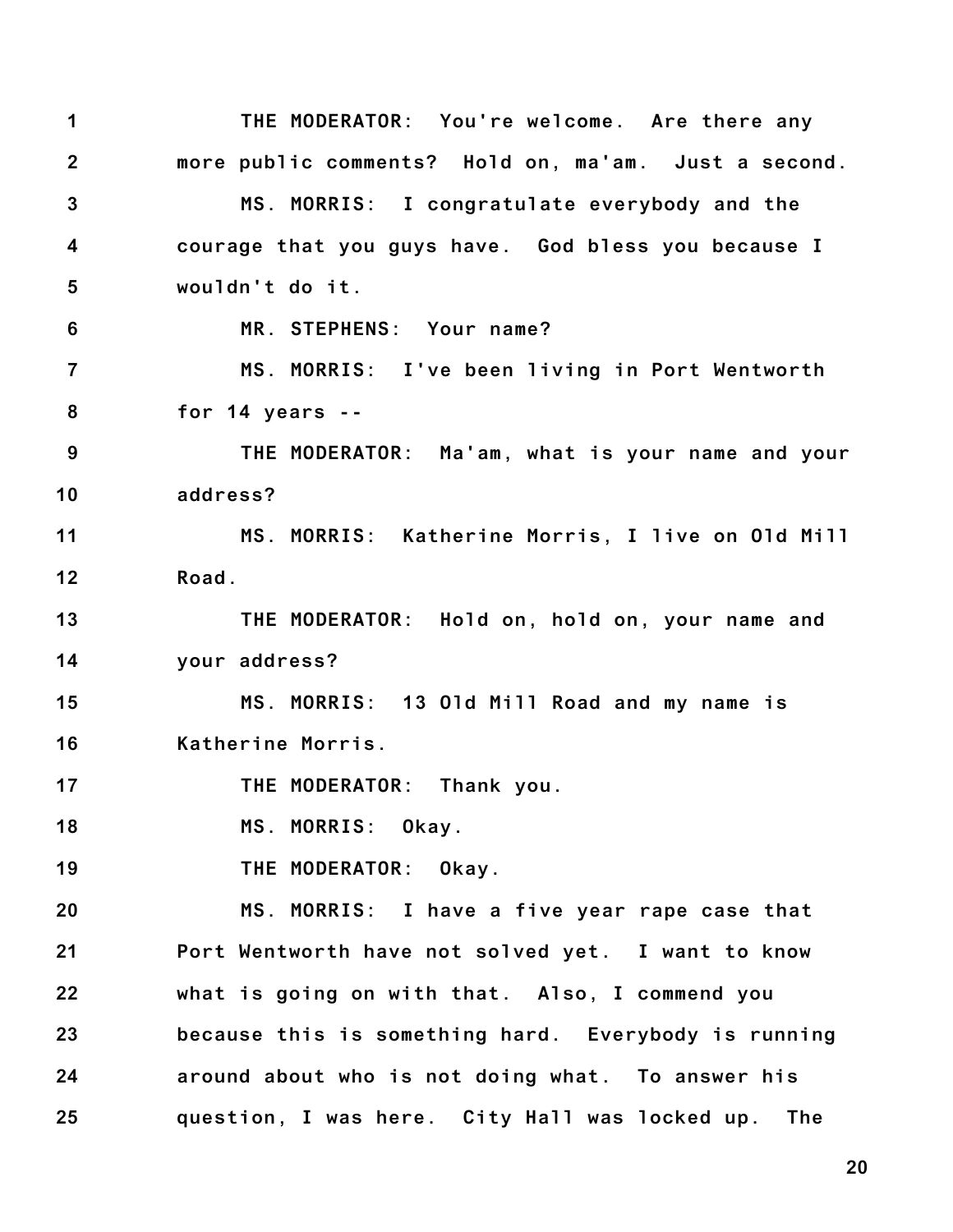THE MODERATOR: You're welcome. Are there any more public comments? Hold on, ma'am. Just a second.

MS. MORRIS: I congratulate everybody and the courage that you guys have. God bless you because I wouldn't do it.

MR. STEPHENS: Your name?

MS. MORRIS: I've been living in Port Wentworth for 14 years --

THE MODERATOR: Ma'am, what is your name and your address?

MS. MORRIS: Katherine Morris, I live on Old Mill Road.

THE MODERATOR: Hold on, hold on, your name and your address?

MS. MORRIS: 13 Old Mill Road and my name is Katherine Morris.

THE MODERATOR: Thank you.

MS. MORRIS: Okay.

THE MODERATOR: Okay.

MS. MORRIS: I have a five year rape case that Port Wentworth have not solved yet. I want to know what is going on with that. Also, I commend you because this is something hard. Everybody is running around about who is not doing what. To answer his question, I was here. City Hall was locked up. The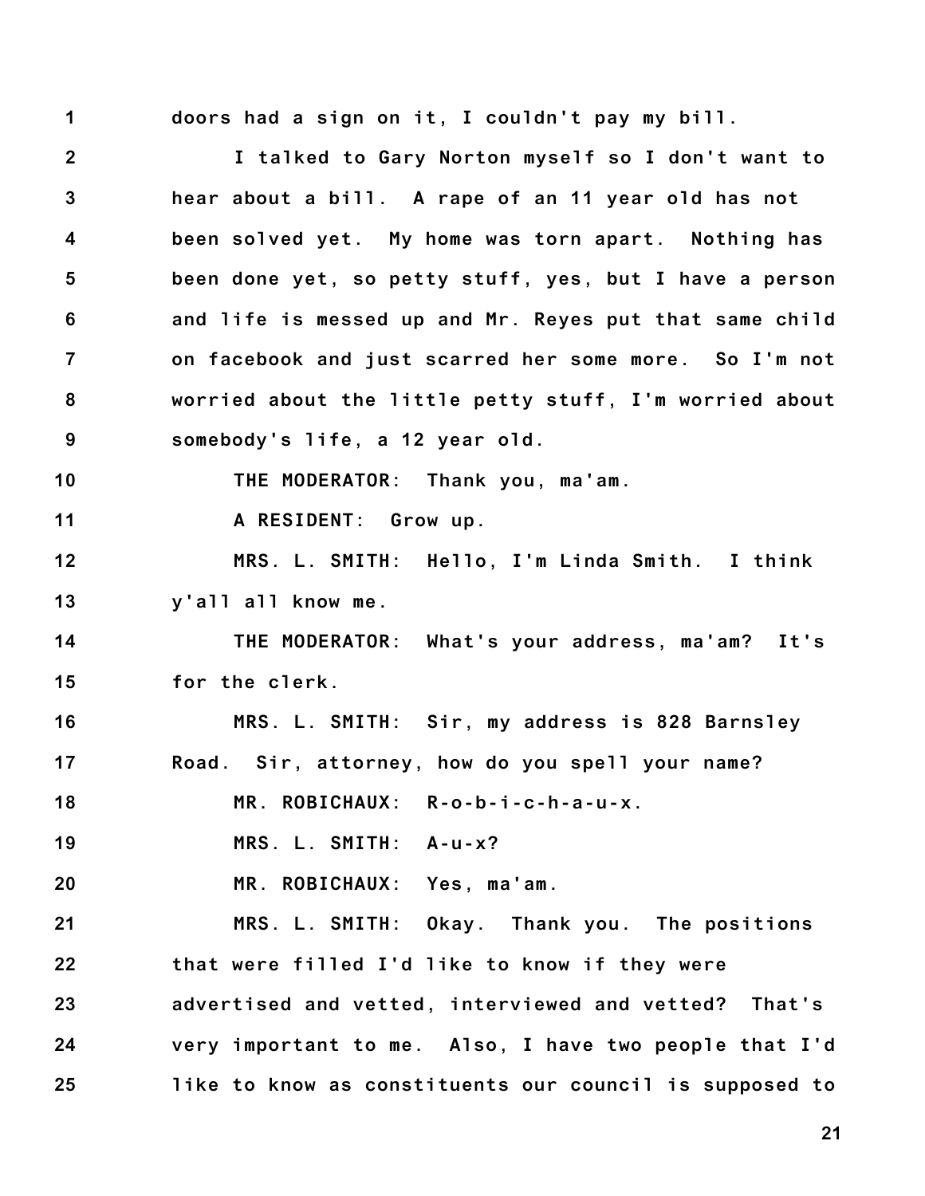doors had a sign on it, I couldn't pay my bill.

I talked to Gary Norton myself so I don't want to hear about a bill. A rape of an 11 year old has not been solved yet. My home was torn apart. Nothing has been done yet, so petty stuff, yes, but I have a person and life is messed up and Mr. Reyes put that same child on facebook and just scarred her some more. So I'm not worried about the little petty stuff, I'm worried about somebody's life, a 12 year old.

THE MODERATOR: Thank you, ma'am.

A RESIDENT: Grow up.

MRS. L. SMITH: Hello, I'm Linda Smith. I think y'all all know me.

THE MODERATOR: What's your address, ma'am? It's for the clerk.

MRS. L. SMITH: Sir, my address is 828 Barnsley Road. Sir, attorney, how do you spell your name?

MR. ROBICHAUX: R-o-b-i-c-h-a-u-x.

MRS. L. SMITH: A-u-x?

MR. ROBICHAUX: Yes, ma'am.

MRS. L. SMITH: Okay. Thank you. The positions that were filled I'd like to know if they were advertised and vetted, interviewed and vetted? That's very important to me. Also, I have two people that I'd like to know as constituents our council is supposed to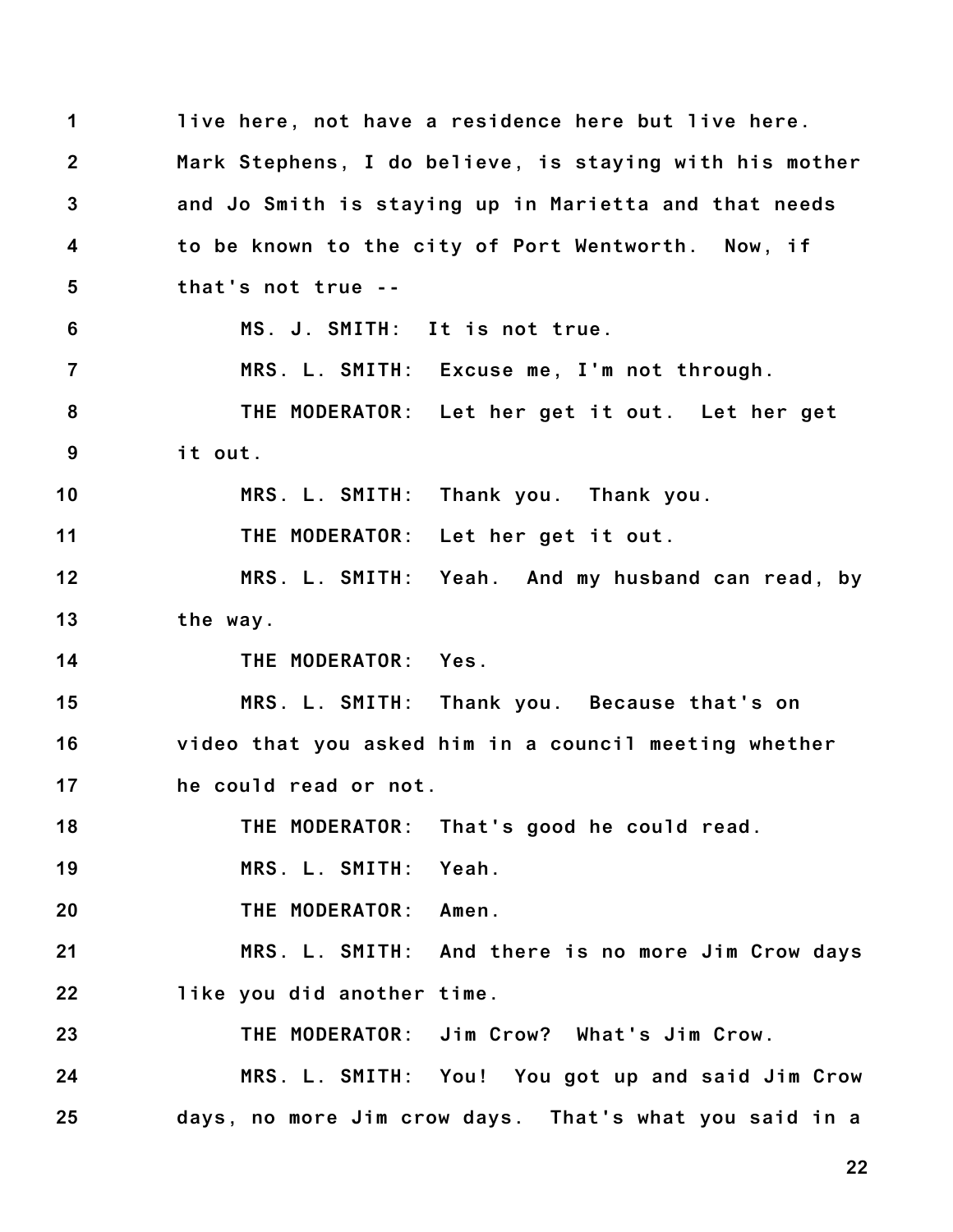live here, not have a residence here but live here. Mark Stephens, I do believe, is staying with his mother and Jo Smith is staying up in Marietta and that needs to be known to the city of Port Wentworth. Now, if that's not true --

MS. J. SMITH: It is not true.

MRS. L. SMITH: Excuse me, I'm not through.

THE MODERATOR: Let her get it out. Let her get it out.

MRS. L. SMITH: Thank you. Thank you.

THE MODERATOR: Let her get it out.

MRS. L. SMITH: Yeah. And my husband can read, by the way.

THE MODERATOR: Yes.

MRS. L. SMITH: Thank you. Because that's on video that you asked him in a council meeting whether he could read or not.

THE MODERATOR: That's good he could read.

MRS. L. SMITH: Yeah.

THE MODERATOR: Amen.

MRS. L. SMITH: And there is no more Jim Crow days like you did another time.

THE MODERATOR: Jim Crow? What's Jim Crow.

MRS. L. SMITH: You! You got up and said Jim Crow days, no more Jim crow days. That's what you said in a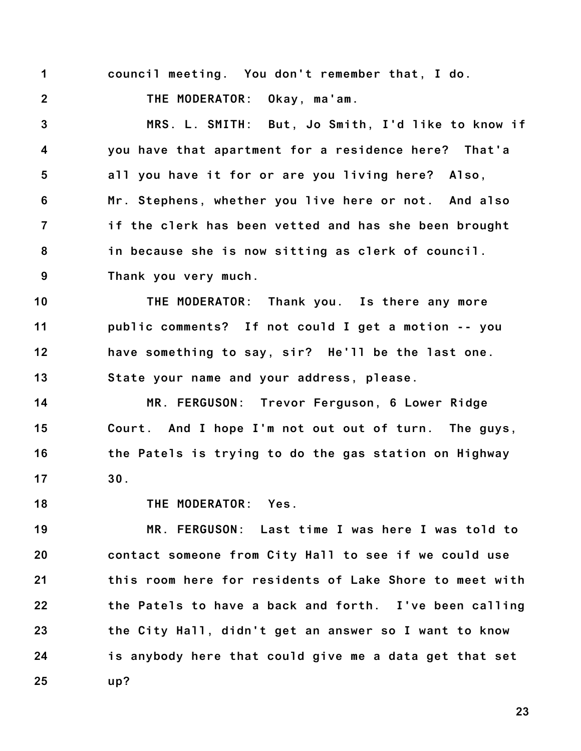council meeting. You don't remember that, I do.

THE MODERATOR: Okay, ma'am.

MRS. L. SMITH: But, Jo Smith, I'd like to know if you have that apartment for a residence here? That'a all you have it for or are you living here? Also, Mr. Stephens, whether you live here or not. And also if the clerk has been vetted and has she been brought in because she is now sitting as clerk of council. Thank you very much.

THE MODERATOR: Thank you. Is there any more public comments? If not could I get a motion -- you have something to say, sir? He'll be the last one. State your name and your address, please.

MR. FERGUSON: Trevor Ferguson, 6 Lower Ridge Court. And I hope I'm not out out of turn. The guys, the Patels is trying to do the gas station on Highway 30.

THE MODERATOR: Yes.

MR. FERGUSON: Last time I was here I was told to contact someone from City Hall to see if we could use this room here for residents of Lake Shore to meet with the Patels to have a back and forth. I've been calling the City Hall, didn't get an answer so I want to know is anybody here that could give me a data get that set up?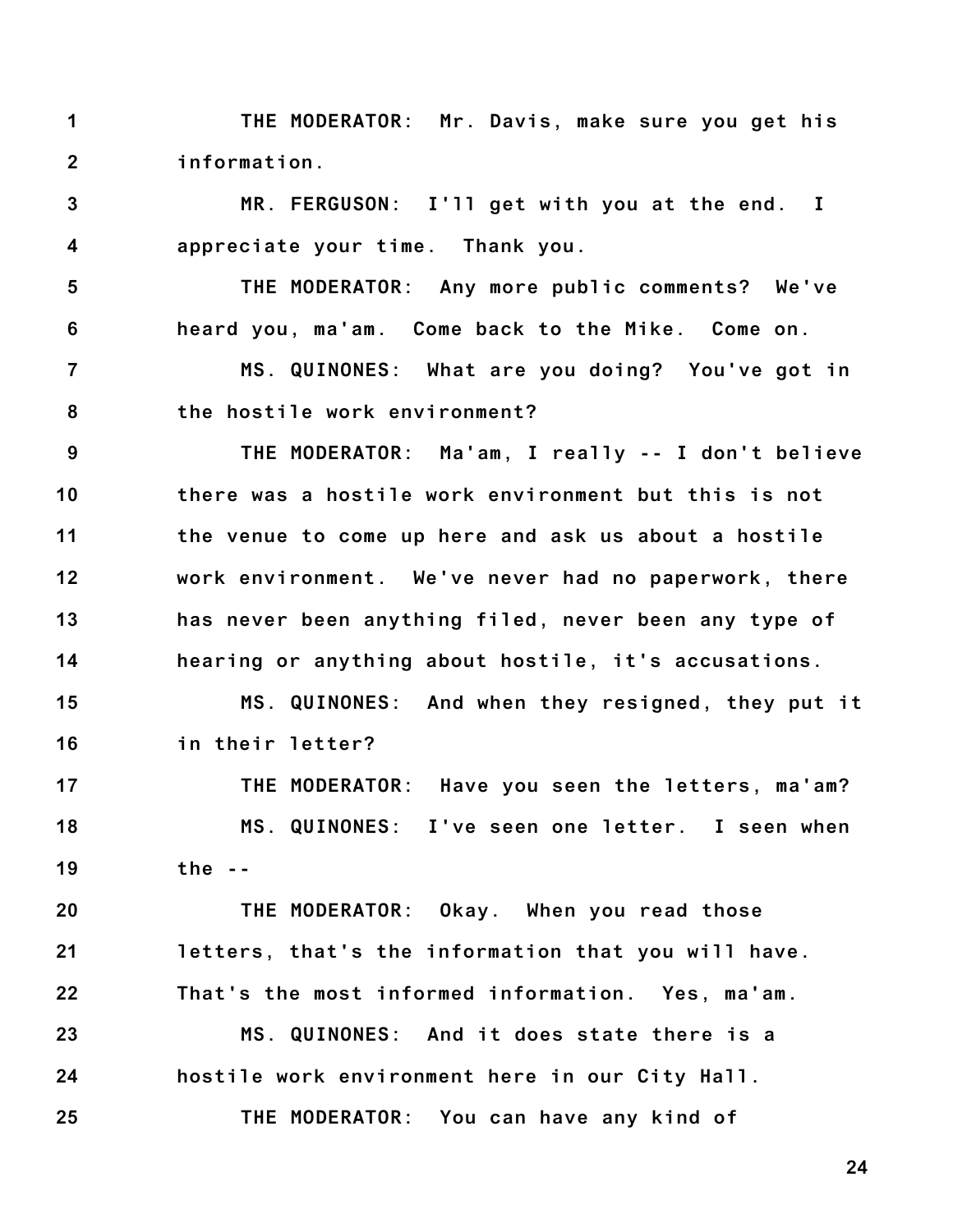THE MODERATOR: Mr. Davis, make sure you get his information.

MR. FERGUSON: I'll get with you at the end. I appreciate your time. Thank you.

THE MODERATOR: Any more public comments? We've heard you, ma'am. Come back to the Mike. Come on.

MS. QUINONES: What are you doing? You've got in the hostile work environment?

THE MODERATOR: Ma'am, I really -- I don't believe there was a hostile work environment but this is not the venue to come up here and ask us about a hostile work environment. We've never had no paperwork, there has never been anything filed, never been any type of hearing or anything about hostile, it's accusations.

MS. QUINONES: And when they resigned, they put it in their letter?

THE MODERATOR: Have you seen the letters, ma'am?

MS. QUINONES: I've seen one letter. I seen when the --

THE MODERATOR: Okay. When you read those letters, that's the information that you will have. That's the most informed information. Yes, ma'am.

MS. QUINONES: And it does state there is a hostile work environment here in our City Hall.

THE MODERATOR: You can have any kind of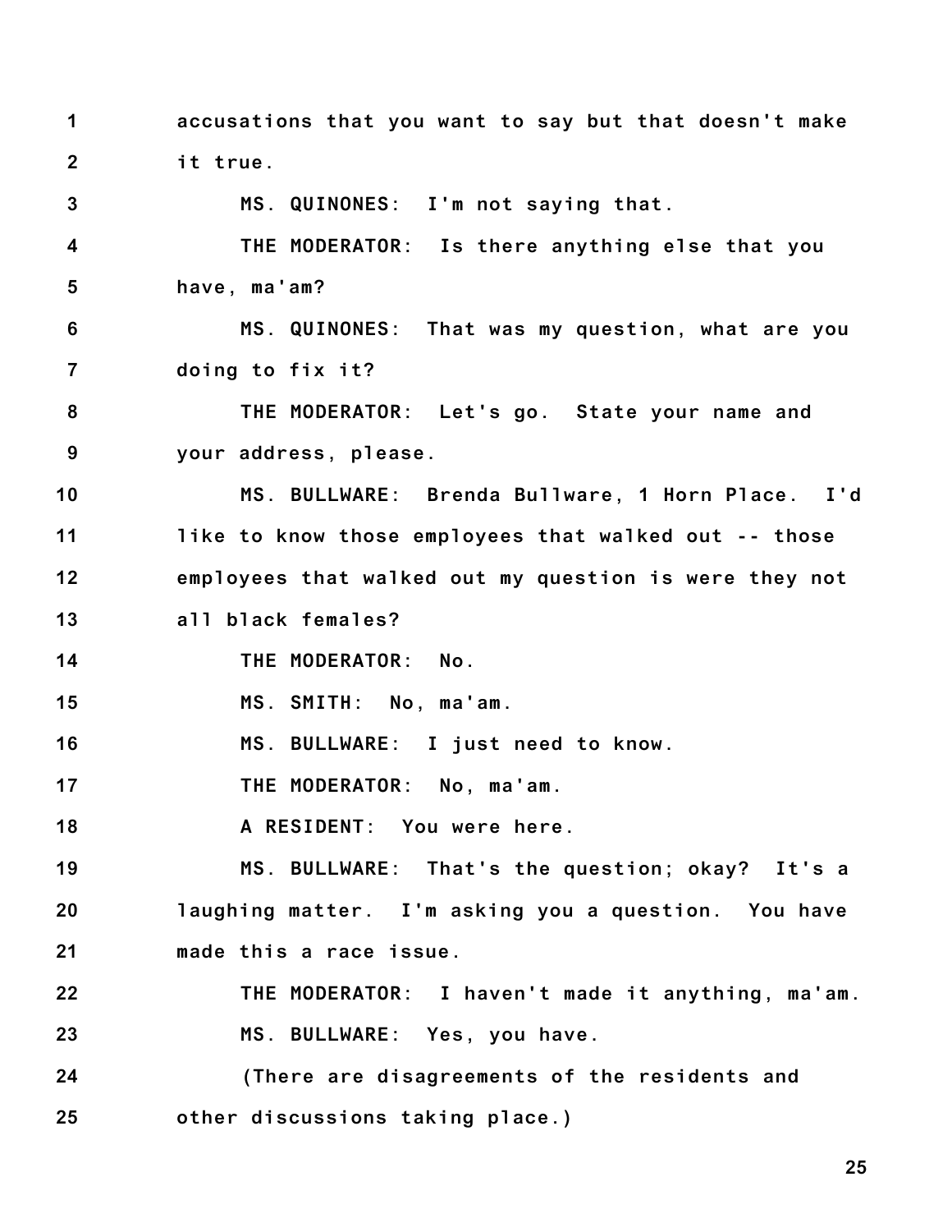1 accusations that you want to say but that doesn't make
2 it true.
3 MS. QUINONES: I'm not saying that.
4 THE MODERATOR: Is there anything else that you
5 have, ma'am?
6 MS. QUINONES: That was my question, what are you
7 doing to fix it?
8 THE MODERATOR: Let's go. State your name and
9 your address, please.
10 MS. BULLWARE: Brenda Bullware, 1 Horn Place. I'd
11 like to know those employees that walked out -- those
12 employees that walked out my question is were they not
13 all black females?
14 THE MODERATOR: No.
15 MS. SMITH: No, ma'am.
16 MS. BULLWARE: I just need to know.
17 THE MODERATOR: No, ma'am.
18 A RESIDENT: You were here.
19 MS. BULLWARE: That's the question; okay? It's a
20 laughing matter. I'm asking you a question. You have
21 made this a race issue.
22 THE MODERATOR: I haven't made it anything, ma'am.
23 MS. BULLWARE: Yes, you have.
24 (There are disagreements of the residents and
25 other discussions taking place.)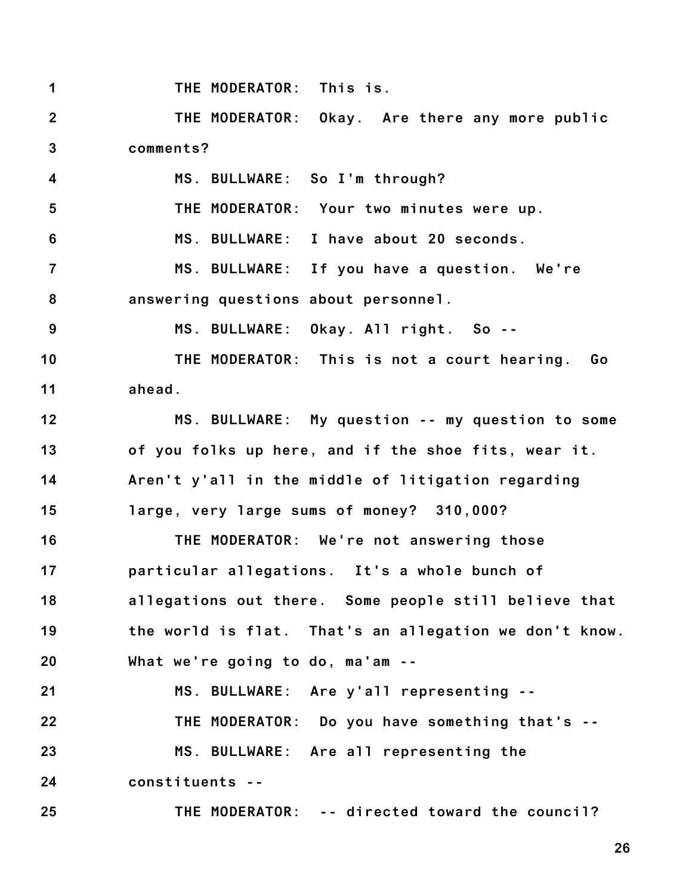1 THE MODERATOR: This is.

2 THE MODERATOR: Okay. Are there any more public

3 comments?

4 MS. BULLWARE: So I'm through?

5 THE MODERATOR: Your two minutes were up.

6 MS. BULLWARE: I have about 20 seconds.

7 MS. BULLWARE: If you have a question. We're

8 answering questions about personnel.

9 MS. BULLWARE: Okay. All right. So --

10 THE MODERATOR: This is not a court hearing. Go

11 ahead.

12 MS. BULLWARE: My question -- my question to some

13 of you folks up here, and if the shoe fits, wear it.

14 Aren't y'all in the middle of litigation regarding

15 large, very large sums of money? 310,000?

16 THE MODERATOR: We're not answering those

17 particular allegations. It's a whole bunch of

18 allegations out there. Some people still believe that

19 the world is flat. That's an allegation we don't know.

20 What we're going to do, ma'am --

21 MS. BULLWARE: Are y'all representing --

22 THE MODERATOR: Do you have something that's --

23 MS. BULLWARE: Are all representing the

24 constituents --

25 THE MODERATOR: -- directed toward the council?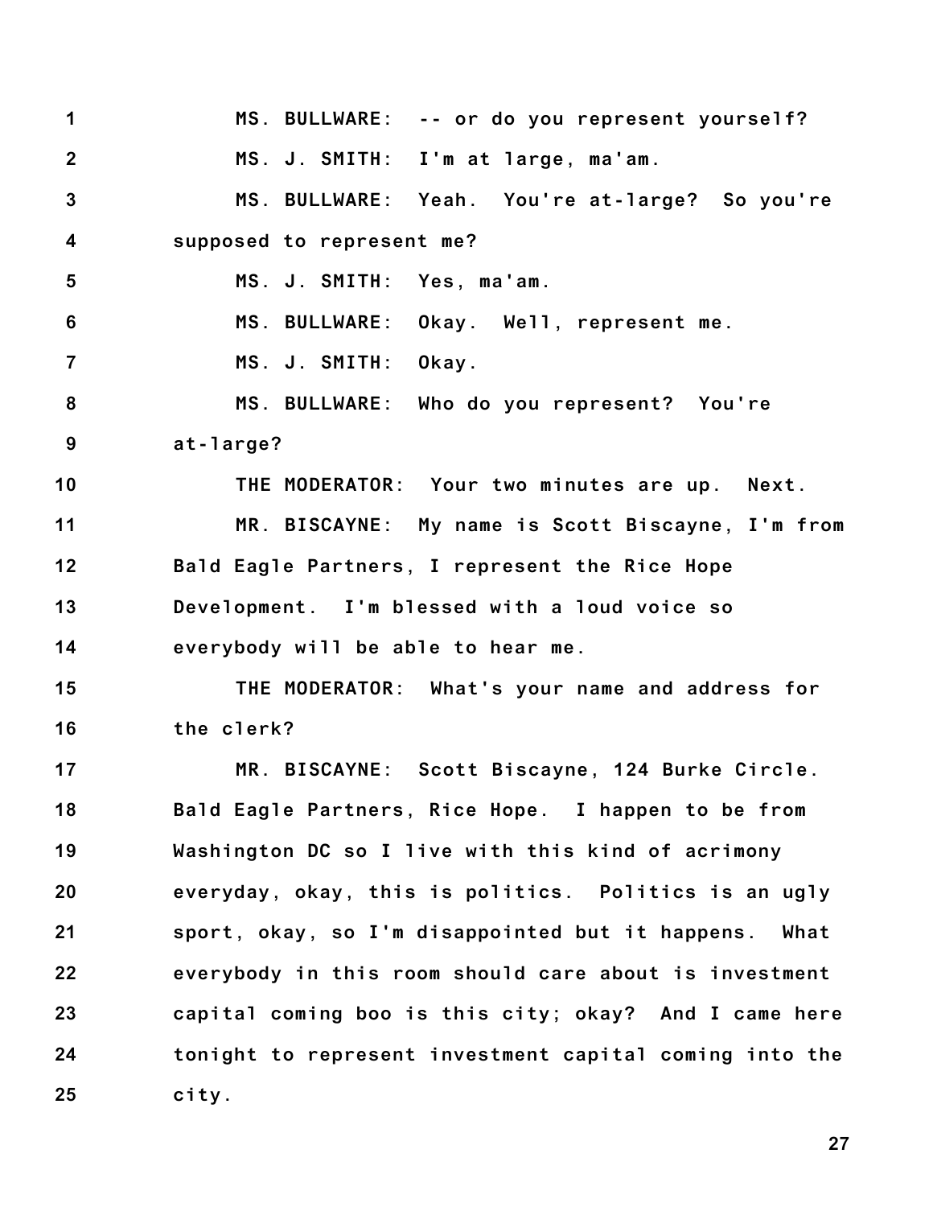MS. BULLWARE: -- or do you represent yourself?

MS. J. SMITH: I'm at large, ma'am.

MS. BULLWARE: Yeah. You're at-large? So you're supposed to represent me?

MS. J. SMITH: Yes, ma'am.

MS. BULLWARE: Okay. Well, represent me.

MS. J. SMITH: Okay.

MS. BULLWARE: Who do you represent? You're at-large?

THE MODERATOR: Your two minutes are up. Next.

MR. BISCAYNE: My name is Scott Biscayne, I'm from Bald Eagle Partners, I represent the Rice Hope Development. I'm blessed with a loud voice so everybody will be able to hear me.

THE MODERATOR: What's your name and address for the clerk?

MR. BISCAYNE: Scott Biscayne, 124 Burke Circle. Bald Eagle Partners, Rice Hope. I happen to be from Washington DC so I live with this kind of acrimony everyday, okay, this is politics. Politics is an ugly sport, okay, so I'm disappointed but it happens. What everybody in this room should care about is investment capital coming boo is this city; okay? And I came here tonight to represent investment capital coming into the city.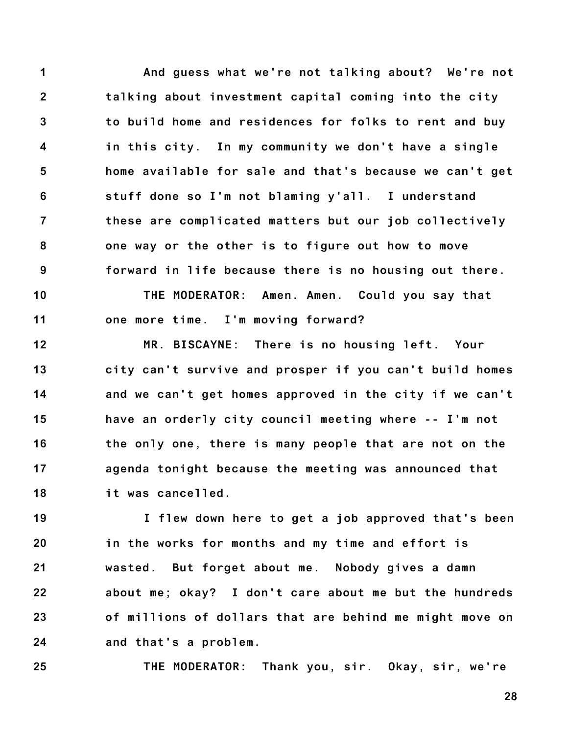And guess what we're not talking about? We're not talking about investment capital coming into the city to build home and residences for folks to rent and buy in this city. In my community we don't have a single home available for sale and that's because we can't get stuff done so I'm not blaming y'all. I understand these are complicated matters but our job collectively one way or the other is to figure out how to move forward in life because there is no housing out there.

THE MODERATOR: Amen. Amen. Could you say that one more time. I'm moving forward?

MR. BISCAYNE: There is no housing left. Your city can't survive and prosper if you can't build homes and we can't get homes approved in the city if we can't have an orderly city council meeting where -- I'm not the only one, there is many people that are not on the agenda tonight because the meeting was announced that it was cancelled.

I flew down here to get a job approved that's been in the works for months and my time and effort is wasted. But forget about me. Nobody gives a damn about me; okay? I don't care about me but the hundreds of millions of dollars that are behind me might move on and that's a problem.

THE MODERATOR: Thank you, sir. Okay, sir, we're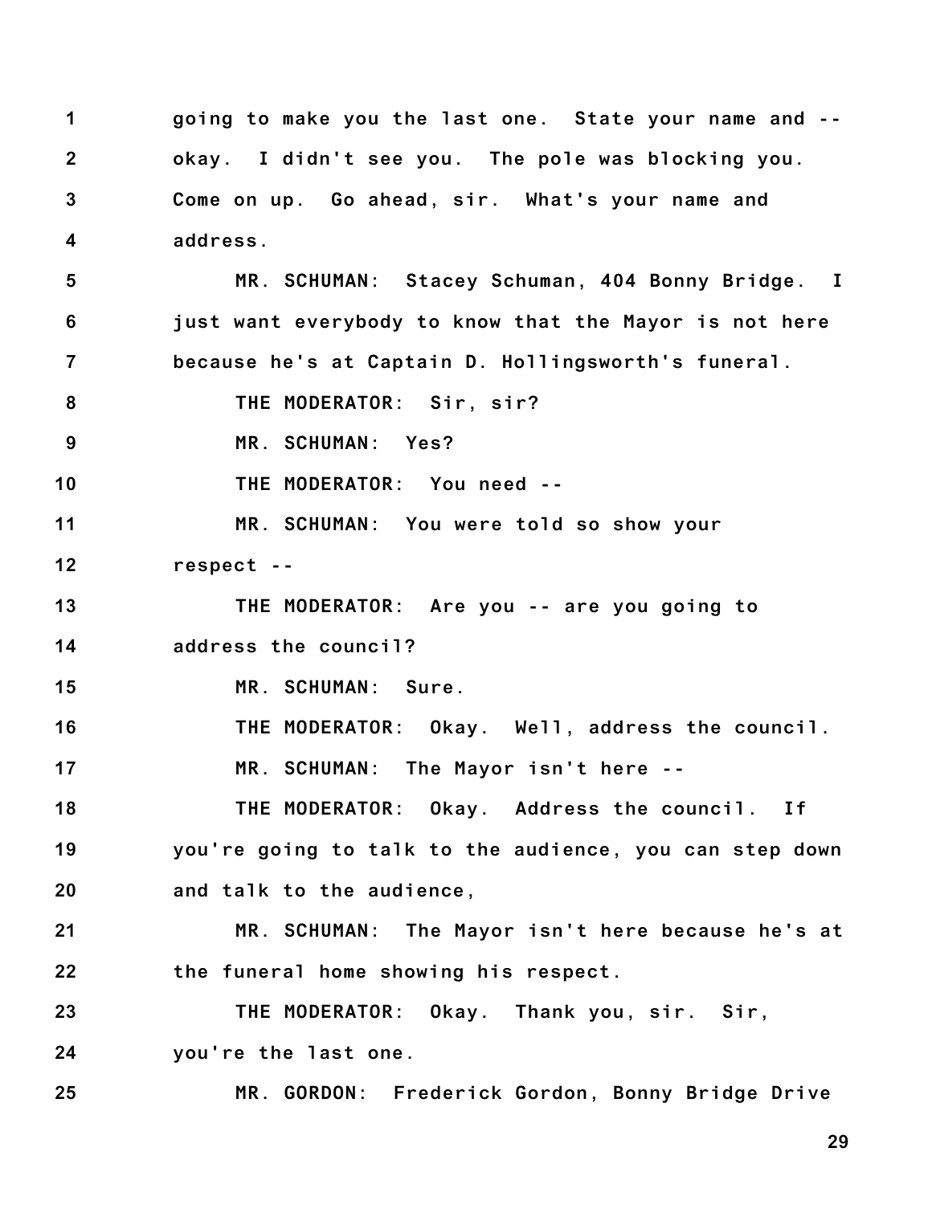going to make you the last one. State your name and -- okay. I didn't see you. The pole was blocking you. Come on up. Go ahead, sir. What's your name and address.

MR. SCHUMAN: Stacey Schuman, 404 Bonny Bridge. I just want everybody to know that the Mayor is not here because he's at Captain D. Hollingsworth's funeral.

THE MODERATOR: Sir, sir?

MR. SCHUMAN: Yes?

THE MODERATOR: You need --

MR. SCHUMAN: You were told so show your respect --

THE MODERATOR: Are you -- are you going to address the council?

MR. SCHUMAN: Sure.

THE MODERATOR: Okay. Well, address the council.

MR. SCHUMAN: The Mayor isn't here --

THE MODERATOR: Okay. Address the council. If you're going to talk to the audience, you can step down and talk to the audience,

MR. SCHUMAN: The Mayor isn't here because he's at the funeral home showing his respect.

THE MODERATOR: Okay. Thank you, sir. Sir, you're the last one.

MR. GORDON: Frederick Gordon, Bonny Bridge Drive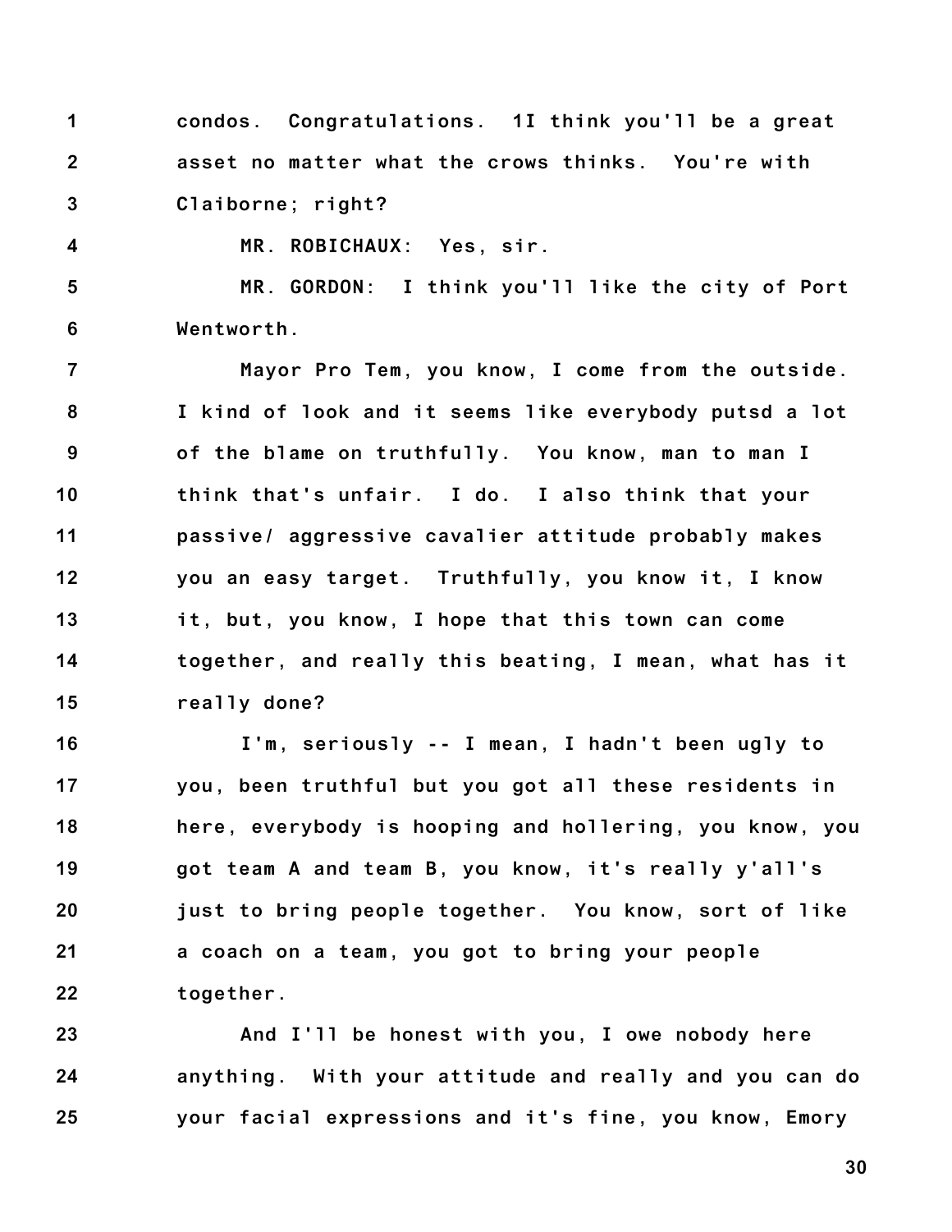1 condos. Congratulations. 1I think you'll be a great
2 asset no matter what the crows thinks. You're with
3 Claiborne; right?

4 MR. ROBICHAUX: Yes, sir.

5 MR. GORDON: I think you'll like the city of Port
6 Wentworth.

7 Mayor Pro Tem, you know, I come from the outside.
8 I kind of look and it seems like everybody putsd a lot
9 of the blame on truthfully. You know, man to man I
10 think that's unfair. I do. I also think that your
11 passive/ aggressive cavalier attitude probably makes
12 you an easy target. Truthfully, you know it, I know
13 it, but, you know, I hope that this town can come
14 together, and really this beating, I mean, what has it
15 really done?

16 I'm, seriously -- I mean, I hadn't been ugly to
17 you, been truthful but you got all these residents in
18 here, everybody is hooping and hollering, you know, you
19 got team A and team B, you know, it's really y'all's
20 just to bring people together. You know, sort of like
21 a coach on a team, you got to bring your people
22 together.

23 And I'll be honest with you, I owe nobody here
24 anything. With your attitude and really and you can do
25 your facial expressions and it's fine, you know, Emory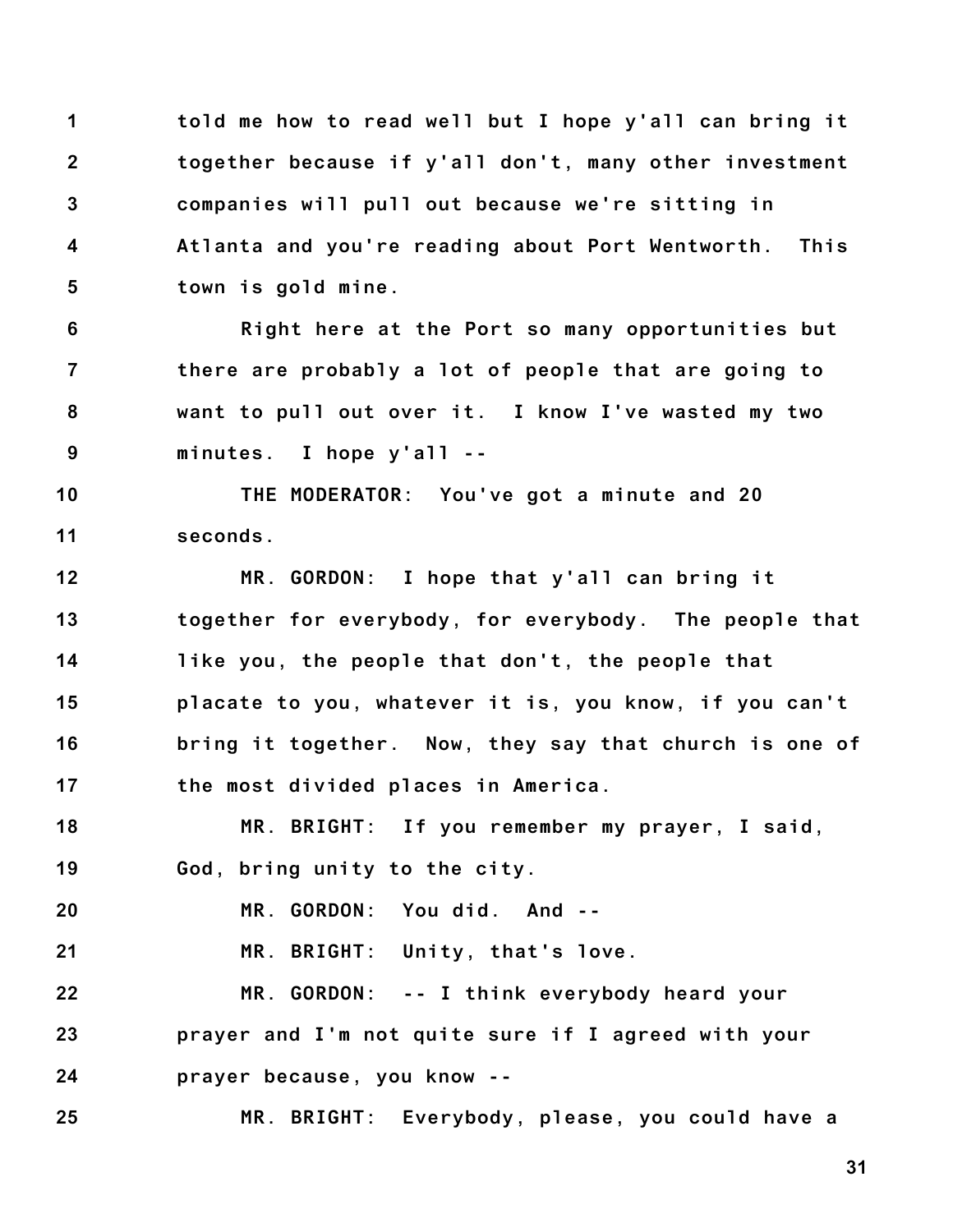told me how to read well but I hope y'all can bring it together because if y'all don't, many other investment companies will pull out because we're sitting in Atlanta and you're reading about Port Wentworth. This town is gold mine.

Right here at the Port so many opportunities but there are probably a lot of people that are going to want to pull out over it. I know I've wasted my two minutes. I hope y'all --

THE MODERATOR: You've got a minute and 20 seconds.

MR. GORDON: I hope that y'all can bring it together for everybody, for everybody. The people that like you, the people that don't, the people that placate to you, whatever it is, you know, if you can't bring it together. Now, they say that church is one of the most divided places in America.

MR. BRIGHT: If you remember my prayer, I said, God, bring unity to the city.

MR. GORDON: You did. And --

MR. BRIGHT: Unity, that's love.

MR. GORDON: -- I think everybody heard your prayer and I'm not quite sure if I agreed with your prayer because, you know --

MR. BRIGHT: Everybody, please, you could have a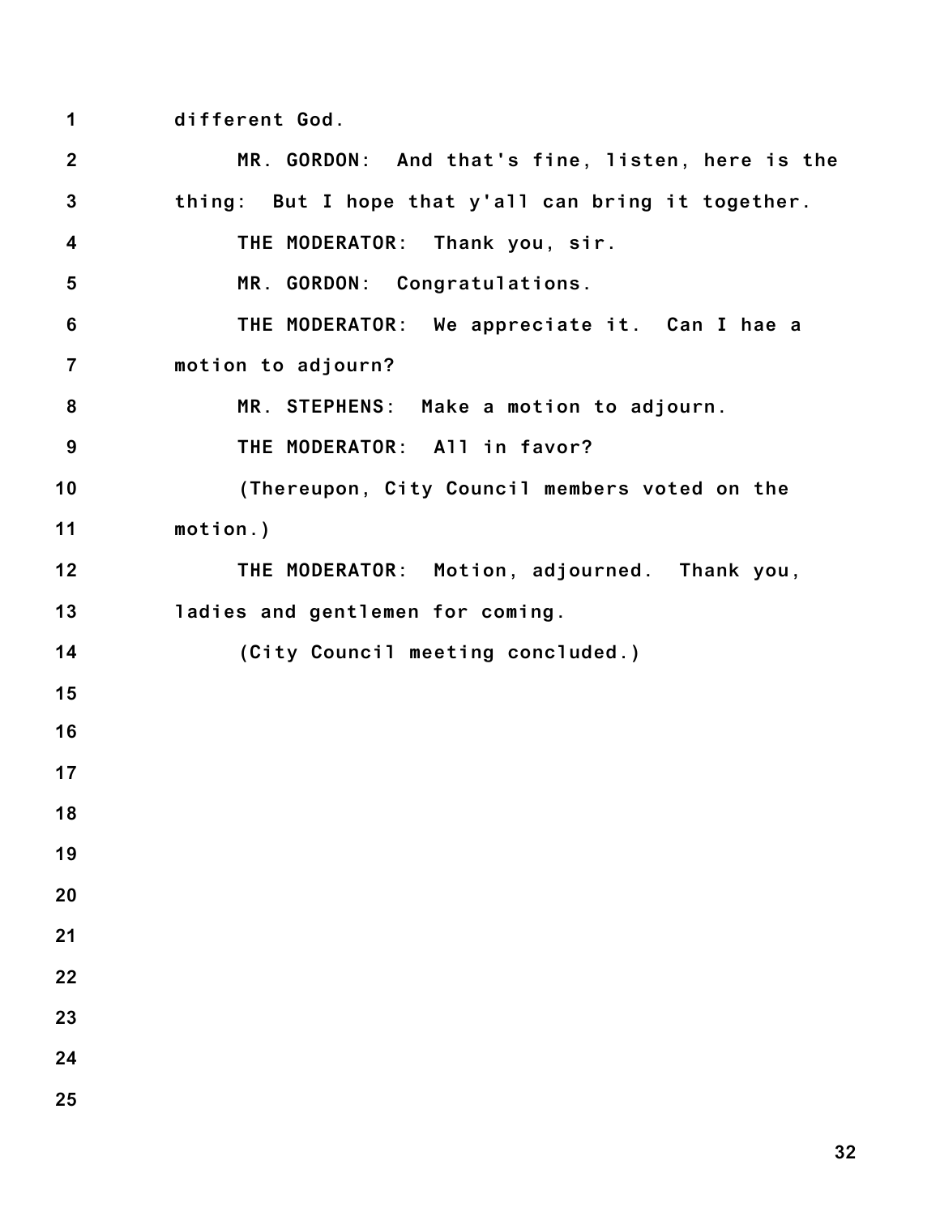different God.

MR. GORDON: And that's fine, listen, here is the thing: But I hope that y'all can bring it together.

THE MODERATOR: Thank you, sir.

MR. GORDON: Congratulations.

THE MODERATOR: We appreciate it. Can I hae a motion to adjourn?

MR. STEPHENS: Make a motion to adjourn.

THE MODERATOR: All in favor?

(Thereupon, City Council members voted on the motion.)

THE MODERATOR: Motion, adjourned. Thank you, ladies and gentlemen for coming.

(City Council meeting concluded.)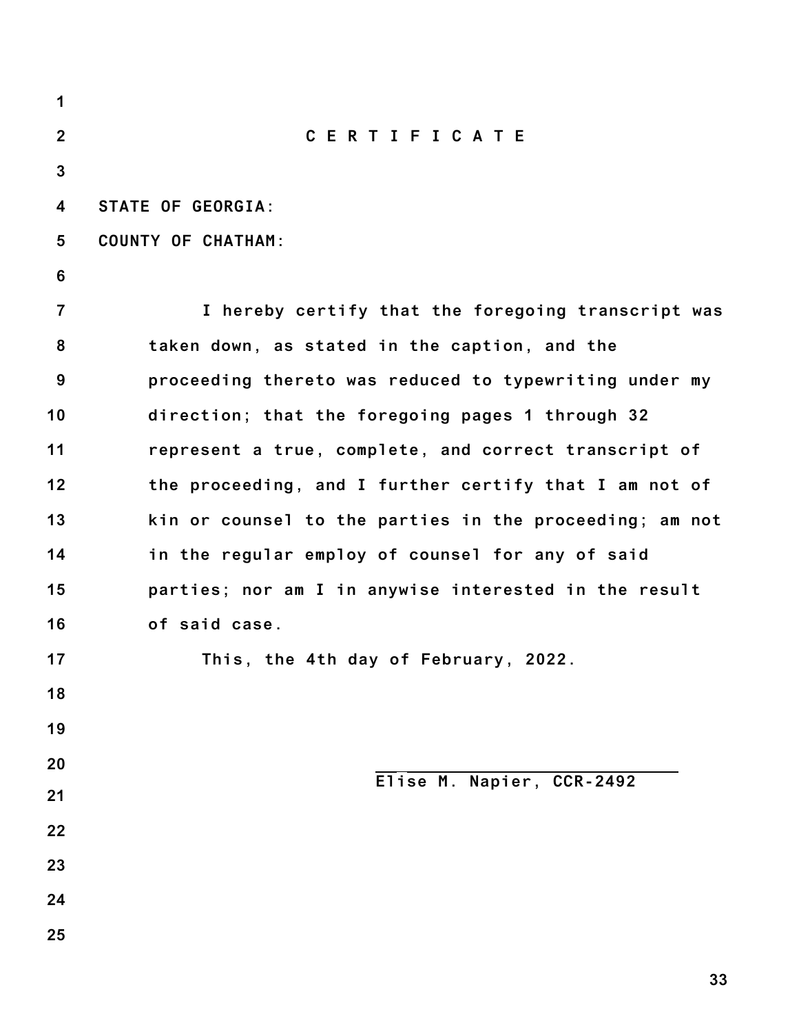# C E R T I F I C A T E

STATE OF GEORGIA:
COUNTY OF CHATHAM:

I hereby certify that the foregoing transcript was taken down, as stated in the caption, and the proceeding thereto was reduced to typewriting under my direction; that the foregoing pages 1 through 32 represent a true, complete, and correct transcript of the proceeding, and I further certify that I am not of kin or counsel to the parties in the proceeding; am not in the regular employ of counsel for any of said parties; nor am I in anywise interested in the result of said case.

This, the 4th day of February, 2022.

\_\_\_\_\_\_\_\_\_\_\_\_\_\_\_\_\_\_\_\_\_\_\_\_\_\_\_\_\_\_

Elise M. Napier, CCR-2492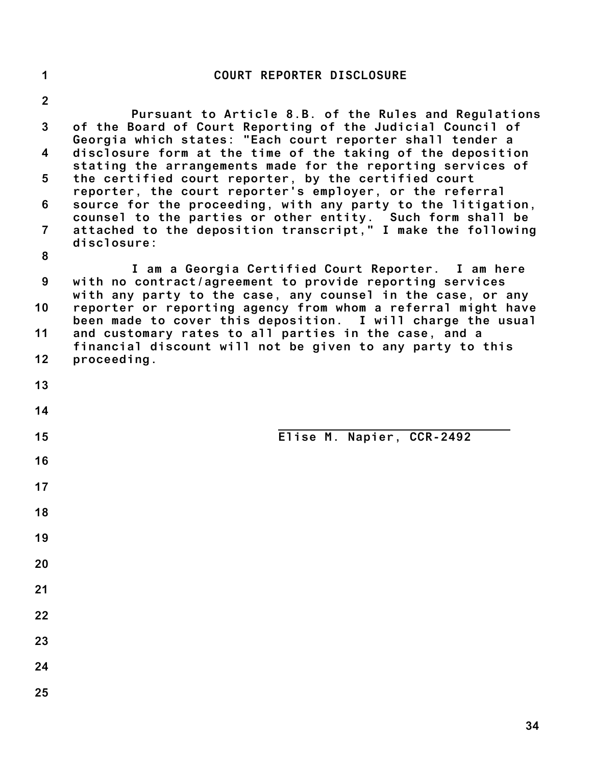# COURT REPORTER DISCLOSURE

Pursuant to Article 8.B. of the Rules and Regulations of the Board of Court Reporting of the Judicial Council of Georgia which states: "Each court reporter shall tender a disclosure form at the time of the taking of the deposition stating the arrangements made for the reporting services of the certified court reporter, by the certified court reporter, the court reporter's employer, or the referral source for the proceeding, with any party to the litigation, counsel to the parties or other entity. Such form shall be attached to the deposition transcript," I make the following disclosure:

I am a Georgia Certified Court Reporter. I am here with no contract/agreement to provide reporting services with any party to the case, any counsel in the case, or any reporter or reporting agency from whom a referral might have been made to cover this deposition. I will charge the usual and customary rates to all parties in the case, and a financial discount will not be given to any party to this proceeding.

\_\_\_\_\_\_\_\_\_\_\_\_\_\_\_\_\_\_\_\_\_\_\_\_\_\_\_\_\_\_
Elise M. Napier, CCR-2492